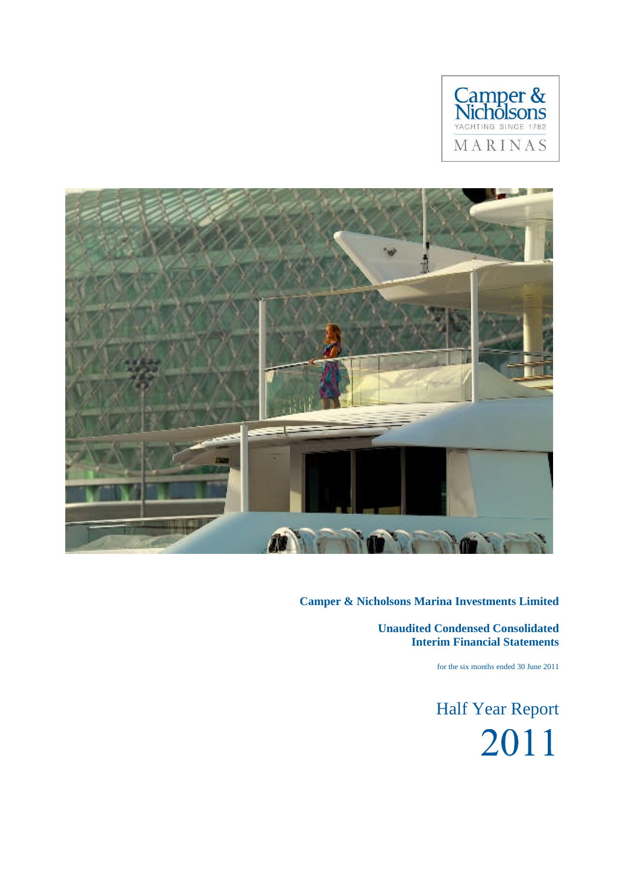Camper & Nicholsons
YACHTING SINCE 1782
MARINAS

**Camper & Nicholsons Marina Investments Limited**

**Unaudited Condensed Consolidated Interim Financial Statements**

for the six months ended 30 June 2011

# Half Year Report 2011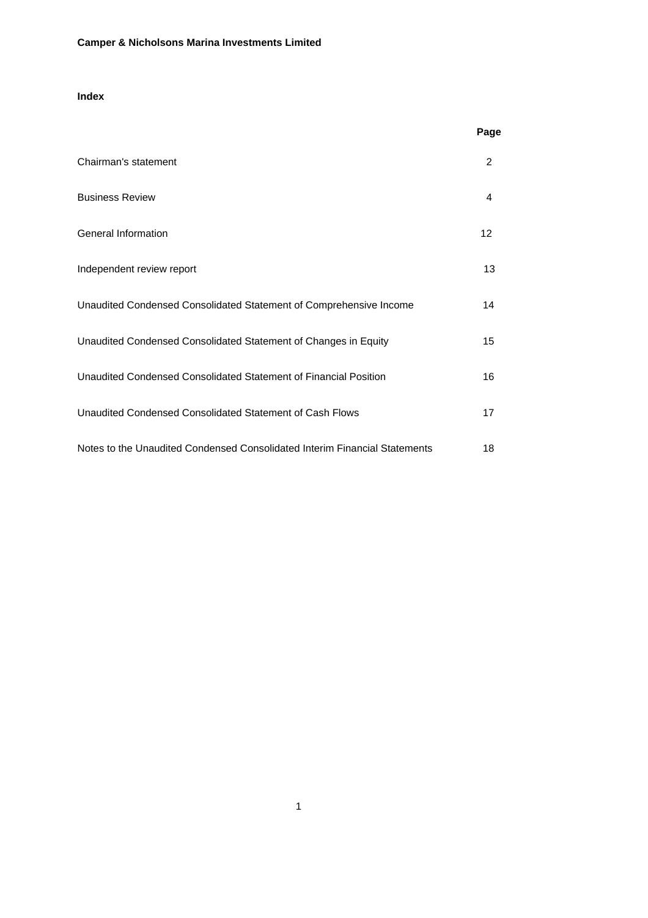**Camper & Nicholsons Marina Investments Limited**

**Index**

| | Page |
|---|---|
| Chairman's statement | 2 |
| Business Review | 4 |
| General Information | 12 |
| Independent review report | 13 |
| Unaudited Condensed Consolidated Statement of Comprehensive Income | 14 |
| Unaudited Condensed Consolidated Statement of Changes in Equity | 15 |
| Unaudited Condensed Consolidated Statement of Financial Position | 16 |
| Unaudited Condensed Consolidated Statement of Cash Flows | 17 |
| Notes to the Unaudited Condensed Consolidated Interim Financial Statements | 18 |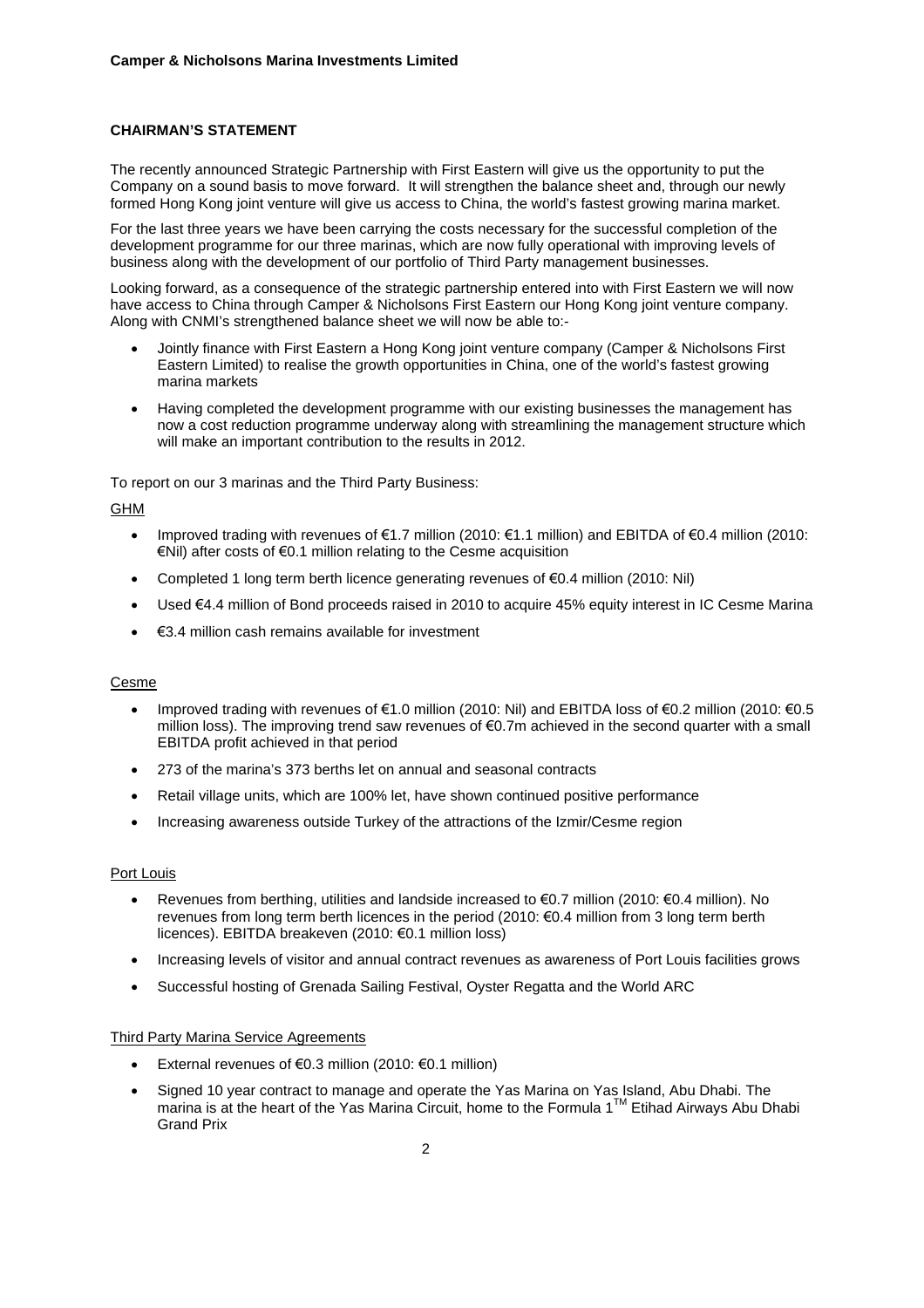**Camper & Nicholsons Marina Investments Limited**

## CHAIRMAN'S STATEMENT

The recently announced Strategic Partnership with First Eastern will give us the opportunity to put the Company on a sound basis to move forward. It will strengthen the balance sheet and, through our newly formed Hong Kong joint venture will give us access to China, the world's fastest growing marina market.

For the last three years we have been carrying the costs necessary for the successful completion of the development programme for our three marinas, which are now fully operational with improving levels of business along with the development of our portfolio of Third Party management businesses.

Looking forward, as a consequence of the strategic partnership entered into with First Eastern we will now have access to China through Camper & Nicholsons First Eastern our Hong Kong joint venture company. Along with CNMI's strengthened balance sheet we will now be able to:-

- Jointly finance with First Eastern a Hong Kong joint venture company (Camper & Nicholsons First Eastern Limited) to realise the growth opportunities in China, one of the world's fastest growing marina markets
- Having completed the development programme with our existing businesses the management has now a cost reduction programme underway along with streamlining the management structure which will make an important contribution to the results in 2012.

To report on our 3 marinas and the Third Party Business:

GHM

- Improved trading with revenues of €1.7 million (2010: €1.1 million) and EBITDA of €0.4 million (2010: €Nil) after costs of €0.1 million relating to the Cesme acquisition
- Completed 1 long term berth licence generating revenues of €0.4 million (2010: Nil)
- Used €4.4 million of Bond proceeds raised in 2010 to acquire 45% equity interest in IC Cesme Marina
- €3.4 million cash remains available for investment

Cesme

- Improved trading with revenues of €1.0 million (2010: Nil) and EBITDA loss of €0.2 million (2010: €0.5 million loss). The improving trend saw revenues of €0.7m achieved in the second quarter with a small EBITDA profit achieved in that period
- 273 of the marina's 373 berths let on annual and seasonal contracts
- Retail village units, which are 100% let, have shown continued positive performance
- Increasing awareness outside Turkey of the attractions of the Izmir/Cesme region

Port Louis

- Revenues from berthing, utilities and landside increased to €0.7 million (2010: €0.4 million). No revenues from long term berth licences in the period (2010: €0.4 million from 3 long term berth licences). EBITDA breakeven (2010: €0.1 million loss)
- Increasing levels of visitor and annual contract revenues as awareness of Port Louis facilities grows
- Successful hosting of Grenada Sailing Festival, Oyster Regatta and the World ARC

Third Party Marina Service Agreements

- External revenues of €0.3 million (2010: €0.1 million)
- Signed 10 year contract to manage and operate the Yas Marina on Yas Island, Abu Dhabi. The marina is at the heart of the Yas Marina Circuit, home to the Formula 1™ Etihad Airways Abu Dhabi Grand Prix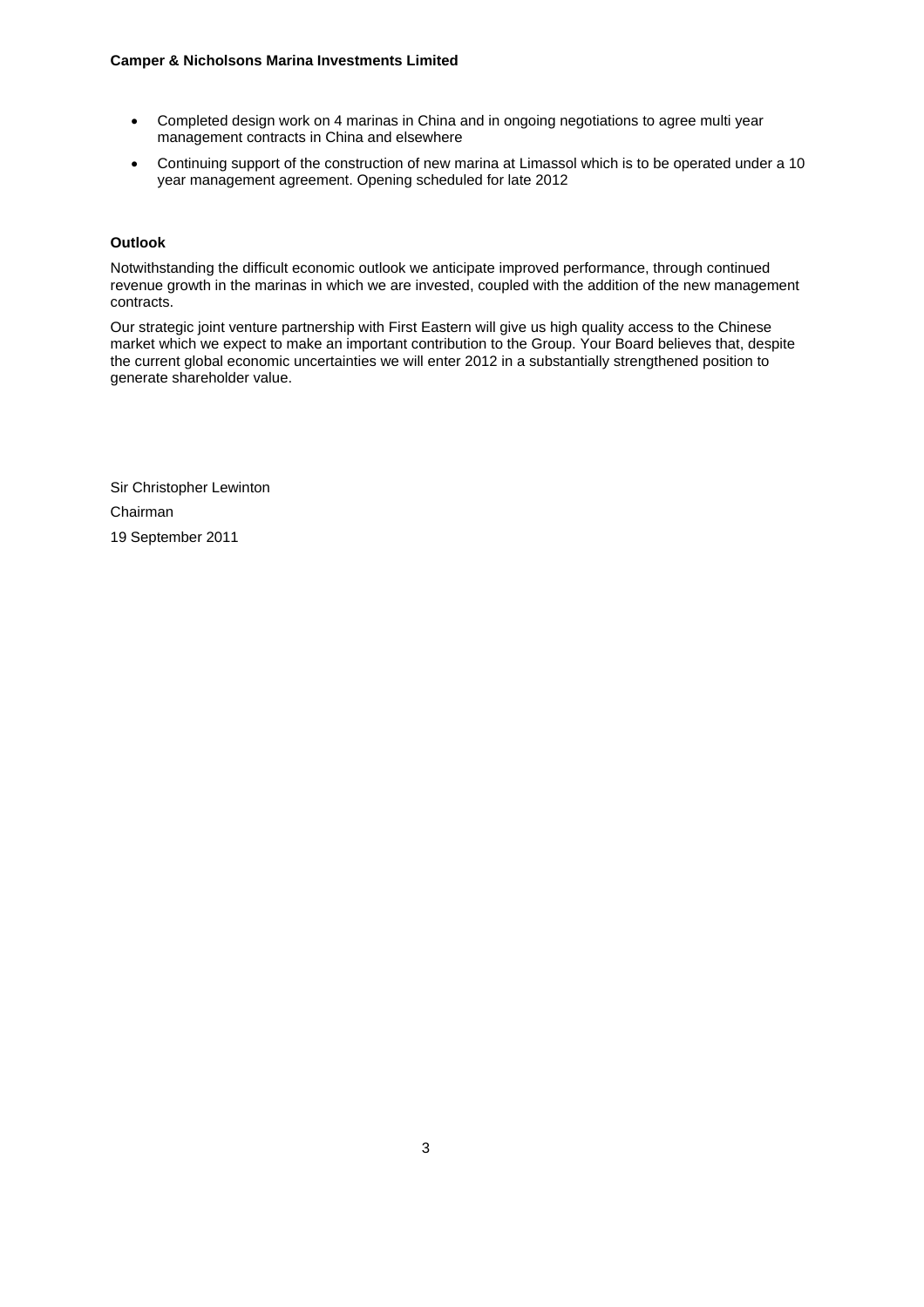- Completed design work on 4 marinas in China and in ongoing negotiations to agree multi year management contracts in China and elsewhere
- Continuing support of the construction of new marina at Limassol which is to be operated under a 10 year management agreement. Opening scheduled for late 2012

**Outlook**

Notwithstanding the difficult economic outlook we anticipate improved performance, through continued revenue growth in the marinas in which we are invested, coupled with the addition of the new management contracts.

Our strategic joint venture partnership with First Eastern will give us high quality access to the Chinese market which we expect to make an important contribution to the Group. Your Board believes that, despite the current global economic uncertainties we will enter 2012 in a substantially strengthened position to generate shareholder value.

Sir Christopher Lewinton

Chairman

19 September 2011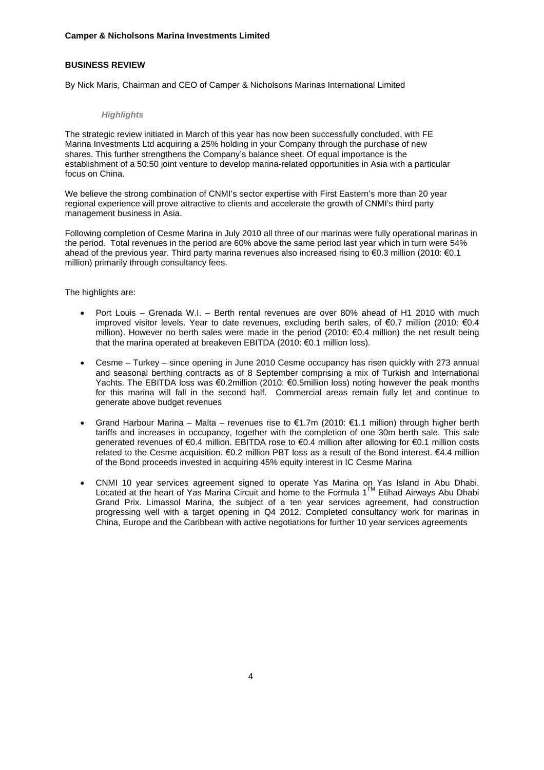## BUSINESS REVIEW

By Nick Maris, Chairman and CEO of Camper & Nicholsons Marinas International Limited

### *Highlights*

The strategic review initiated in March of this year has now been successfully concluded, with FE Marina Investments Ltd acquiring a 25% holding in your Company through the purchase of new shares. This further strengthens the Company's balance sheet. Of equal importance is the establishment of a 50:50 joint venture to develop marina-related opportunities in Asia with a particular focus on China.

We believe the strong combination of CNMI's sector expertise with First Eastern's more than 20 year regional experience will prove attractive to clients and accelerate the growth of CNMI's third party management business in Asia.

Following completion of Cesme Marina in July 2010 all three of our marinas were fully operational marinas in the period. Total revenues in the period are 60% above the same period last year which in turn were 54% ahead of the previous year. Third party marina revenues also increased rising to €0.3 million (2010: €0.1 million) primarily through consultancy fees.

The highlights are:

- Port Louis – Grenada W.I. – Berth rental revenues are over 80% ahead of H1 2010 with much improved visitor levels. Year to date revenues, excluding berth sales, of €0.7 million (2010: €0.4 million). However no berth sales were made in the period (2010: €0.4 million) the net result being that the marina operated at breakeven EBITDA (2010: €0.1 million loss).
- Cesme – Turkey – since opening in June 2010 Cesme occupancy has risen quickly with 273 annual and seasonal berthing contracts as of 8 September comprising a mix of Turkish and International Yachts. The EBITDA loss was €0.2million (2010: €0.5million loss) noting however the peak months for this marina will fall in the second half. Commercial areas remain fully let and continue to generate above budget revenues
- Grand Harbour Marina – Malta – revenues rise to €1.7m (2010: €1.1 million) through higher berth tariffs and increases in occupancy, together with the completion of one 30m berth sale. This sale generated revenues of €0.4 million. EBITDA rose to €0.4 million after allowing for €0.1 million costs related to the Cesme acquisition. €0.2 million PBT loss as a result of the Bond interest. €4.4 million of the Bond proceeds invested in acquiring 45% equity interest in IC Cesme Marina
- CNMI 10 year services agreement signed to operate Yas Marina on Yas Island in Abu Dhabi. Located at the heart of Yas Marina Circuit and home to the Formula 1™ Etihad Airways Abu Dhabi Grand Prix. Limassol Marina, the subject of a ten year services agreement, had construction progressing well with a target opening in Q4 2012. Completed consultancy work for marinas in China, Europe and the Caribbean with active negotiations for further 10 year services agreements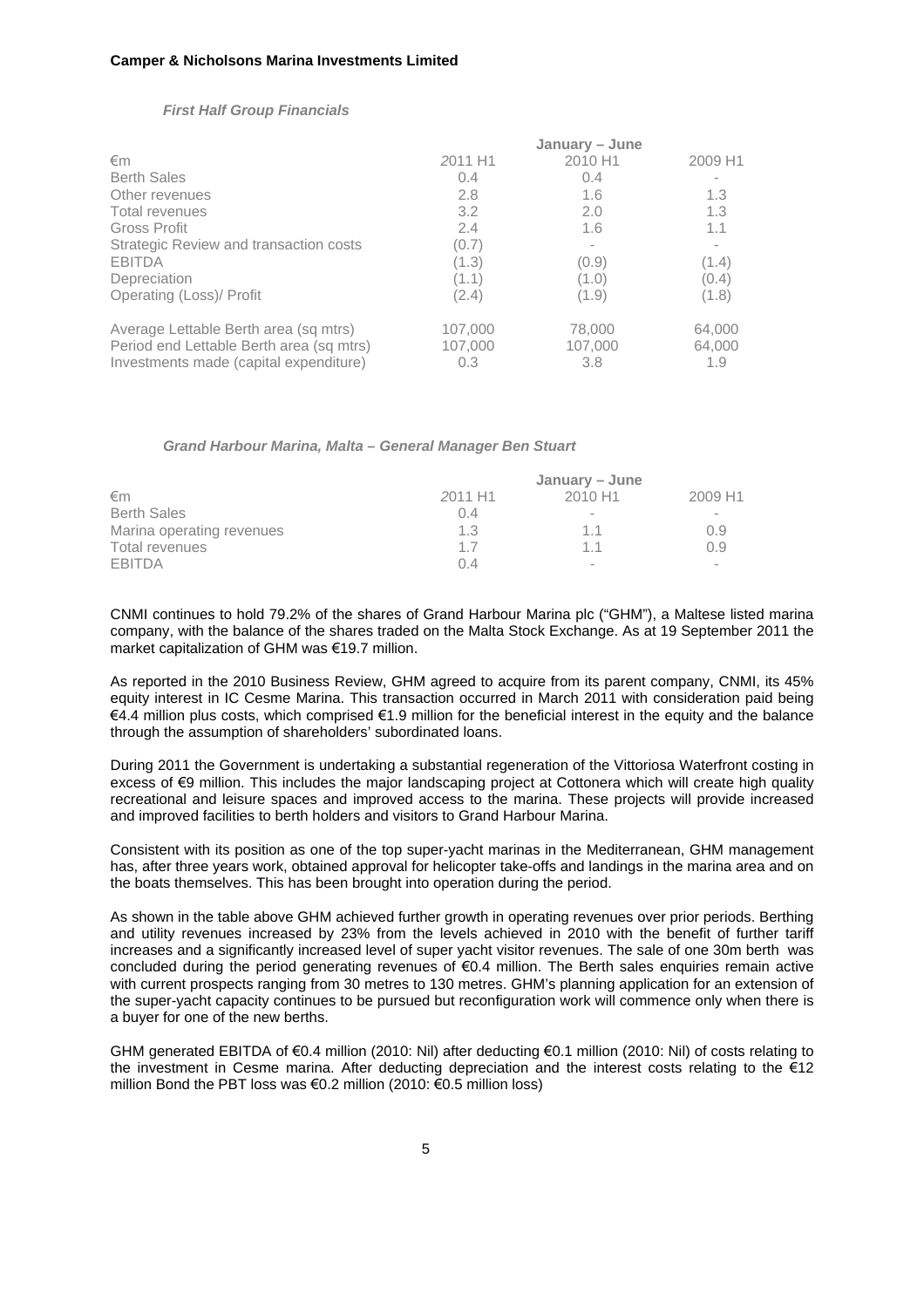*First Half Group Financials*

| €m | January – June 2011 H1 | 2010 H1 | 2009 H1 |
|---|---|---|---|
| Berth Sales | 0.4 | 0.4 | - |
| Other revenues | 2.8 | 1.6 | 1.3 |
| Total revenues | 3.2 | 2.0 | 1.3 |
| Gross Profit | 2.4 | 1.6 | 1.1 |
| Strategic Review and transaction costs | (0.7) | - | - |
| EBITDA | (1.3) | (0.9) | (1.4) |
| Depreciation | (1.1) | (1.0) | (0.4) |
| Operating (Loss)/ Profit | (2.4) | (1.9) | (1.8) |
| | | | |
| Average Lettable Berth area (sq mtrs) | 107,000 | 78,000 | 64,000 |
| Period end Lettable Berth area (sq mtrs) | 107,000 | 107,000 | 64,000 |
| Investments made (capital expenditure) | 0.3 | 3.8 | 1.9 |

*Grand Harbour Marina, Malta – General Manager Ben Stuart*

| €m | January – June 2011 H1 | 2010 H1 | 2009 H1 |
|---|---|---|---|
| Berth Sales | 0.4 | - | - |
| Marina operating revenues | 1.3 | 1.1 | 0.9 |
| Total revenues | 1.7 | 1.1 | 0.9 |
| EBITDA | 0.4 | - | - |

CNMI continues to hold 79.2% of the shares of Grand Harbour Marina plc ("GHM"), a Maltese listed marina company, with the balance of the shares traded on the Malta Stock Exchange. As at 19 September 2011 the market capitalization of GHM was €19.7 million.

As reported in the 2010 Business Review, GHM agreed to acquire from its parent company, CNMI, its 45% equity interest in IC Cesme Marina. This transaction occurred in March 2011 with consideration paid being €4.4 million plus costs, which comprised €1.9 million for the beneficial interest in the equity and the balance through the assumption of shareholders' subordinated loans.

During 2011 the Government is undertaking a substantial regeneration of the Vittoriosa Waterfront costing in excess of €9 million. This includes the major landscaping project at Cottonera which will create high quality recreational and leisure spaces and improved access to the marina. These projects will provide increased and improved facilities to berth holders and visitors to Grand Harbour Marina.

Consistent with its position as one of the top super-yacht marinas in the Mediterranean, GHM management has, after three years work, obtained approval for helicopter take-offs and landings in the marina area and on the boats themselves. This has been brought into operation during the period.

As shown in the table above GHM achieved further growth in operating revenues over prior periods. Berthing and utility revenues increased by 23% from the levels achieved in 2010 with the benefit of further tariff increases and a significantly increased level of super yacht visitor revenues. The sale of one 30m berth was concluded during the period generating revenues of €0.4 million. The Berth sales enquiries remain active with current prospects ranging from 30 metres to 130 metres. GHM's planning application for an extension of the super-yacht capacity continues to be pursued but reconfiguration work will commence only when there is a buyer for one of the new berths.

GHM generated EBITDA of €0.4 million (2010: Nil) after deducting €0.1 million (2010: Nil) of costs relating to the investment in Cesme marina. After deducting depreciation and the interest costs relating to the €12 million Bond the PBT loss was €0.2 million (2010: €0.5 million loss)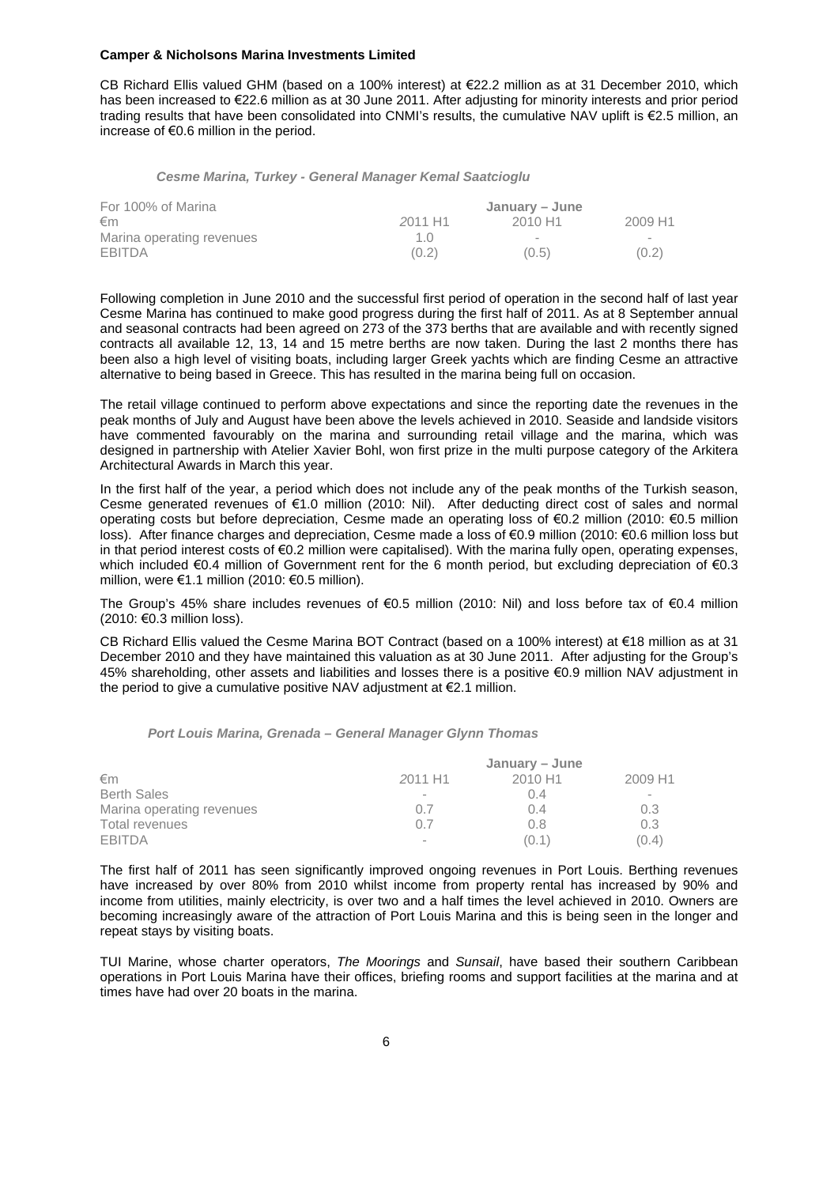CB Richard Ellis valued GHM (based on a 100% interest) at €22.2 million as at 31 December 2010, which has been increased to €22.6 million as at 30 June 2011. After adjusting for minority interests and prior period trading results that have been consolidated into CNMI's results, the cumulative NAV uplift is €2.5 million, an increase of €0.6 million in the period.

### *Cesme Marina, Turkey - General Manager Kemal Saatcioglu*

| For 100% of Marina | January – June | | |
|---|---|---|---|
| €m | 2011 H1 | 2010 H1 | 2009 H1 |
| Marina operating revenues | 1.0 | - | - |
| EBITDA | (0.2) | (0.5) | (0.2) |

Following completion in June 2010 and the successful first period of operation in the second half of last year Cesme Marina has continued to make good progress during the first half of 2011. As at 8 September annual and seasonal contracts had been agreed on 273 of the 373 berths that are available and with recently signed contracts all available 12, 13, 14 and 15 metre berths are now taken. During the last 2 months there has been also a high level of visiting boats, including larger Greek yachts which are finding Cesme an attractive alternative to being based in Greece. This has resulted in the marina being full on occasion.

The retail village continued to perform above expectations and since the reporting date the revenues in the peak months of July and August have been above the levels achieved in 2010. Seaside and landside visitors have commented favourably on the marina and surrounding retail village and the marina, which was designed in partnership with Atelier Xavier Bohl, won first prize in the multi purpose category of the Arkitera Architectural Awards in March this year.

In the first half of the year, a period which does not include any of the peak months of the Turkish season, Cesme generated revenues of €1.0 million (2010: Nil). After deducting direct cost of sales and normal operating costs but before depreciation, Cesme made an operating loss of €0.2 million (2010: €0.5 million loss). After finance charges and depreciation, Cesme made a loss of €0.9 million (2010: €0.6 million loss but in that period interest costs of €0.2 million were capitalised). With the marina fully open, operating expenses, which included €0.4 million of Government rent for the 6 month period, but excluding depreciation of €0.3 million, were €1.1 million (2010: €0.5 million).

The Group's 45% share includes revenues of €0.5 million (2010: Nil) and loss before tax of €0.4 million (2010: €0.3 million loss).

CB Richard Ellis valued the Cesme Marina BOT Contract (based on a 100% interest) at €18 million as at 31 December 2010 and they have maintained this valuation as at 30 June 2011. After adjusting for the Group's 45% shareholding, other assets and liabilities and losses there is a positive €0.9 million NAV adjustment in the period to give a cumulative positive NAV adjustment at €2.1 million.

### *Port Louis Marina, Grenada – General Manager Glynn Thomas*

| | January – June | | |
|---|---|---|---|
| €m | 2011 H1 | 2010 H1 | 2009 H1 |
| Berth Sales | - | 0.4 | - |
| Marina operating revenues | 0.7 | 0.4 | 0.3 |
| Total revenues | 0.7 | 0.8 | 0.3 |
| EBITDA | - | (0.1) | (0.4) |

The first half of 2011 has seen significantly improved ongoing revenues in Port Louis. Berthing revenues have increased by over 80% from 2010 whilst income from property rental has increased by 90% and income from utilities, mainly electricity, is over two and a half times the level achieved in 2010. Owners are becoming increasingly aware of the attraction of Port Louis Marina and this is being seen in the longer and repeat stays by visiting boats.

TUI Marine, whose charter operators, *The Moorings* and *Sunsail*, have based their southern Caribbean operations in Port Louis Marina have their offices, briefing rooms and support facilities at the marina and at times have had over 20 boats in the marina.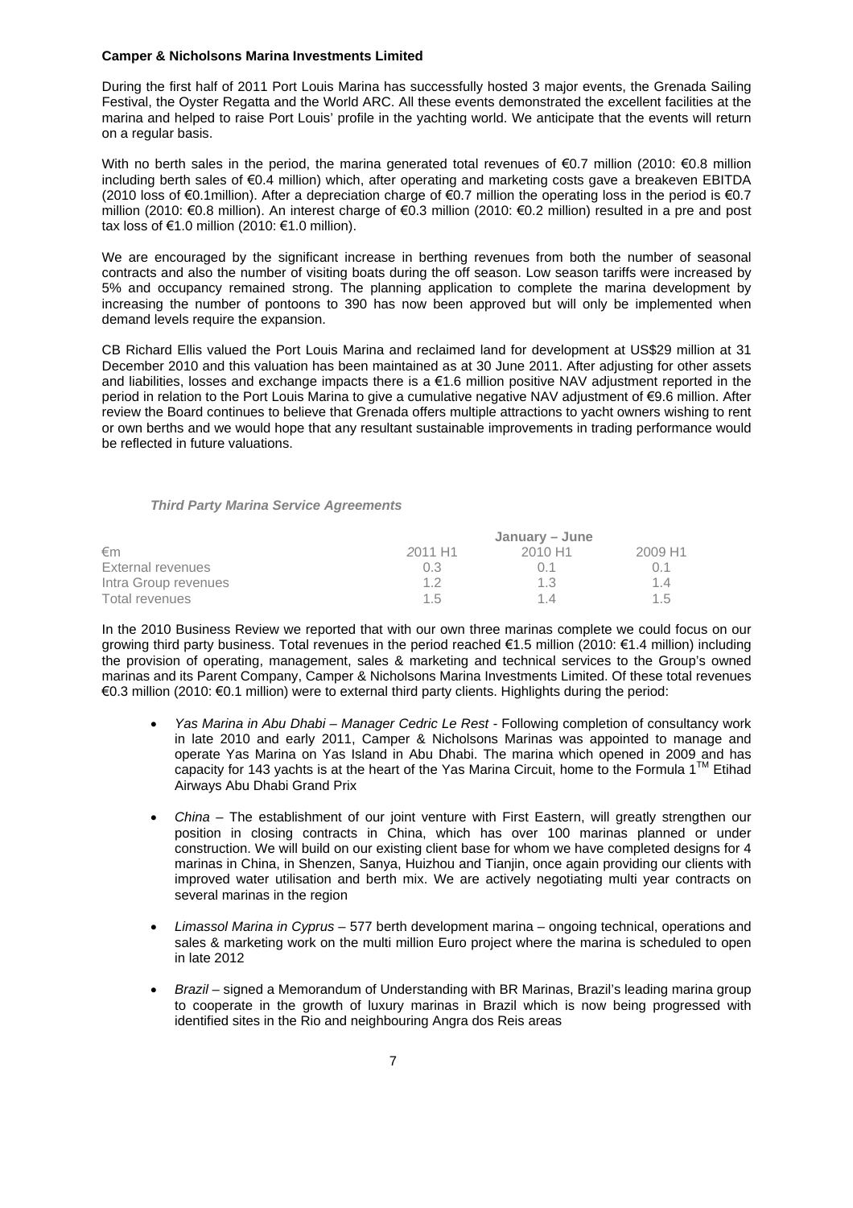**Camper & Nicholsons Marina Investments Limited**

During the first half of 2011 Port Louis Marina has successfully hosted 3 major events, the Grenada Sailing Festival, the Oyster Regatta and the World ARC. All these events demonstrated the excellent facilities at the marina and helped to raise Port Louis' profile in the yachting world. We anticipate that the events will return on a regular basis.

With no berth sales in the period, the marina generated total revenues of €0.7 million (2010: €0.8 million including berth sales of €0.4 million) which, after operating and marketing costs gave a breakeven EBITDA (2010 loss of €0.1million). After a depreciation charge of €0.7 million the operating loss in the period is €0.7 million (2010: €0.8 million). An interest charge of €0.3 million (2010: €0.2 million) resulted in a pre and post tax loss of €1.0 million (2010: €1.0 million).

We are encouraged by the significant increase in berthing revenues from both the number of seasonal contracts and also the number of visiting boats during the off season. Low season tariffs were increased by 5% and occupancy remained strong. The planning application to complete the marina development by increasing the number of pontoons to 390 has now been approved but will only be implemented when demand levels require the expansion.

CB Richard Ellis valued the Port Louis Marina and reclaimed land for development at US$29 million at 31 December 2010 and this valuation has been maintained as at 30 June 2011. After adjusting for other assets and liabilities, losses and exchange impacts there is a €1.6 million positive NAV adjustment reported in the period in relation to the Port Louis Marina to give a cumulative negative NAV adjustment of €9.6 million. After review the Board continues to believe that Grenada offers multiple attractions to yacht owners wishing to rent or own berths and we would hope that any resultant sustainable improvements in trading performance would be reflected in future valuations.

***Third Party Marina Service Agreements***

| | January – June | | |
|---|---|---|---|
| €m | 2011 H1 | 2010 H1 | 2009 H1 |
| External revenues | 0.3 | 0.1 | 0.1 |
| Intra Group revenues | 1.2 | 1.3 | 1.4 |
| Total revenues | 1.5 | 1.4 | 1.5 |

In the 2010 Business Review we reported that with our own three marinas complete we could focus on our growing third party business. Total revenues in the period reached €1.5 million (2010: €1.4 million) including the provision of operating, management, sales & marketing and technical services to the Group's owned marinas and its Parent Company, Camper & Nicholsons Marina Investments Limited. Of these total revenues €0.3 million (2010: €0.1 million) were to external third party clients. Highlights during the period:

- *Yas Marina in Abu Dhabi – Manager Cedric Le Rest* - Following completion of consultancy work in late 2010 and early 2011, Camper & Nicholsons Marinas was appointed to manage and operate Yas Marina on Yas Island in Abu Dhabi. The marina which opened in 2009 and has capacity for 143 yachts is at the heart of the Yas Marina Circuit, home to the Formula 1™ Etihad Airways Abu Dhabi Grand Prix
- *China* – The establishment of our joint venture with First Eastern, will greatly strengthen our position in closing contracts in China, which has over 100 marinas planned or under construction. We will build on our existing client base for whom we have completed designs for 4 marinas in China, in Shenzen, Sanya, Huizhou and Tianjin, once again providing our clients with improved water utilisation and berth mix. We are actively negotiating multi year contracts on several marinas in the region
- *Limassol Marina in Cyprus* – 577 berth development marina – ongoing technical, operations and sales & marketing work on the multi million Euro project where the marina is scheduled to open in late 2012
- *Brazil* – signed a Memorandum of Understanding with BR Marinas, Brazil's leading marina group to cooperate in the growth of luxury marinas in Brazil which is now being progressed with identified sites in the Rio and neighbouring Angra dos Reis areas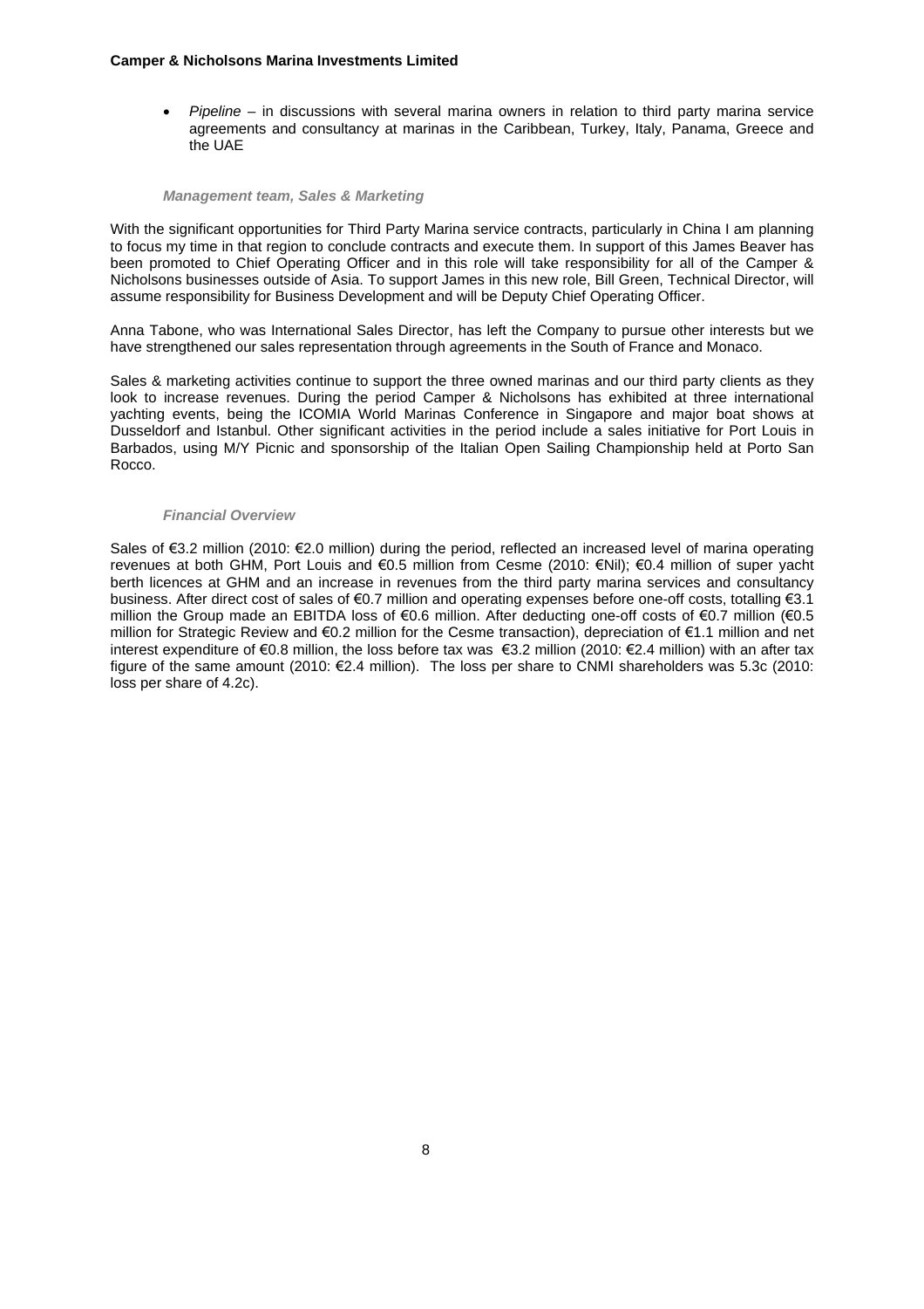- *Pipeline* – in discussions with several marina owners in relation to third party marina service agreements and consultancy at marinas in the Caribbean, Turkey, Italy, Panama, Greece and the UAE

### *Management team, Sales & Marketing*

With the significant opportunities for Third Party Marina service contracts, particularly in China I am planning to focus my time in that region to conclude contracts and execute them. In support of this James Beaver has been promoted to Chief Operating Officer and in this role will take responsibility for all of the Camper & Nicholsons businesses outside of Asia. To support James in this new role, Bill Green, Technical Director, will assume responsibility for Business Development and will be Deputy Chief Operating Officer.

Anna Tabone, who was International Sales Director, has left the Company to pursue other interests but we have strengthened our sales representation through agreements in the South of France and Monaco.

Sales & marketing activities continue to support the three owned marinas and our third party clients as they look to increase revenues. During the period Camper & Nicholsons has exhibited at three international yachting events, being the ICOMIA World Marinas Conference in Singapore and major boat shows at Dusseldorf and Istanbul. Other significant activities in the period include a sales initiative for Port Louis in Barbados, using M/Y Picnic and sponsorship of the Italian Open Sailing Championship held at Porto San Rocco.

### *Financial Overview*

Sales of €3.2 million (2010: €2.0 million) during the period, reflected an increased level of marina operating revenues at both GHM, Port Louis and €0.5 million from Cesme (2010: €Nil); €0.4 million of super yacht berth licences at GHM and an increase in revenues from the third party marina services and consultancy business. After direct cost of sales of €0.7 million and operating expenses before one-off costs, totalling €3.1 million the Group made an EBITDA loss of €0.6 million. After deducting one-off costs of €0.7 million (€0.5 million for Strategic Review and €0.2 million for the Cesme transaction), depreciation of €1.1 million and net interest expenditure of €0.8 million, the loss before tax was €3.2 million (2010: €2.4 million) with an after tax figure of the same amount (2010: €2.4 million). The loss per share to CNMI shareholders was 5.3c (2010: loss per share of 4.2c).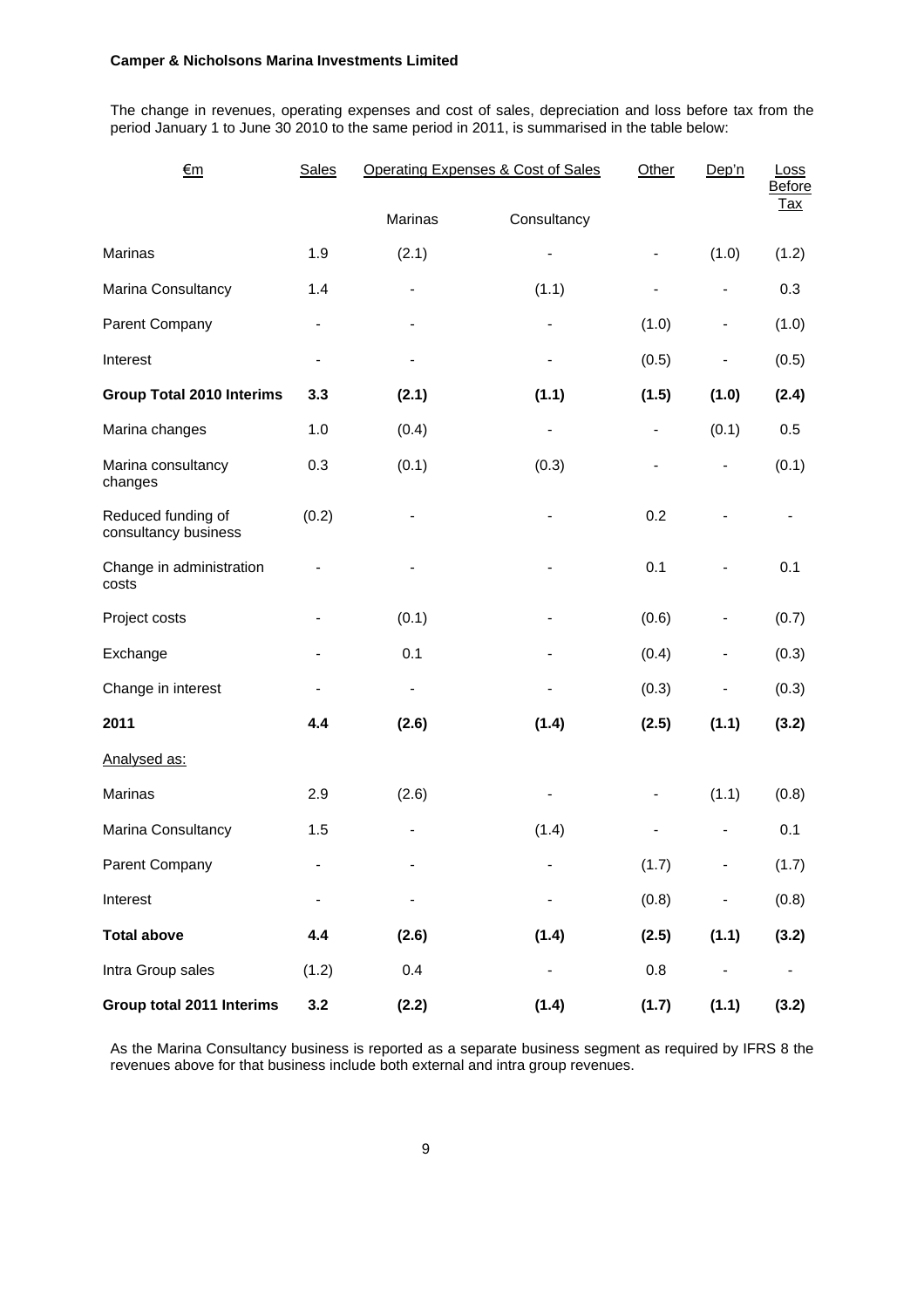**Camper & Nicholsons Marina Investments Limited**

The change in revenues, operating expenses and cost of sales, depreciation and loss before tax from the period January 1 to June 30 2010 to the same period in 2011, is summarised in the table below:

| €m | Sales | Operating Expenses & Cost of Sales | | Other | Dep'n | Loss Before Tax |
|---|---|---|---|---|---|---|
| | | Marinas | Consultancy | | | |
| Marinas | 1.9 | (2.1) | - | - | (1.0) | (1.2) |
| Marina Consultancy | 1.4 | - | (1.1) | - | - | 0.3 |
| Parent Company | - | - | - | (1.0) | - | (1.0) |
| Interest | - | - | - | (0.5) | - | (0.5) |
| **Group Total 2010 Interims** | **3.3** | **(2.1)** | **(1.1)** | **(1.5)** | **(1.0)** | **(2.4)** |
| Marina changes | 1.0 | (0.4) | - | - | (0.1) | 0.5 |
| Marina consultancy changes | 0.3 | (0.1) | (0.3) | - | - | (0.1) |
| Reduced funding of consultancy business | (0.2) | - | - | 0.2 | - | - |
| Change in administration costs | - | - | - | 0.1 | - | 0.1 |
| Project costs | - | (0.1) | - | (0.6) | - | (0.7) |
| Exchange | - | 0.1 | - | (0.4) | - | (0.3) |
| Change in interest | - | - | - | (0.3) | - | (0.3) |
| **2011** | **4.4** | **(2.6)** | **(1.4)** | **(2.5)** | **(1.1)** | **(3.2)** |
| Analysed as: | | | | | | |
| Marinas | 2.9 | (2.6) | - | - | (1.1) | (0.8) |
| Marina Consultancy | 1.5 | - | (1.4) | - | - | 0.1 |
| Parent Company | - | - | - | (1.7) | - | (1.7) |
| Interest | - | - | - | (0.8) | - | (0.8) |
| **Total above** | **4.4** | **(2.6)** | **(1.4)** | **(2.5)** | **(1.1)** | **(3.2)** |
| Intra Group sales | (1.2) | 0.4 | - | 0.8 | - | - |
| **Group total 2011 Interims** | **3.2** | **(2.2)** | **(1.4)** | **(1.7)** | **(1.1)** | **(3.2)** |

As the Marina Consultancy business is reported as a separate business segment as required by IFRS 8 the revenues above for that business include both external and intra group revenues.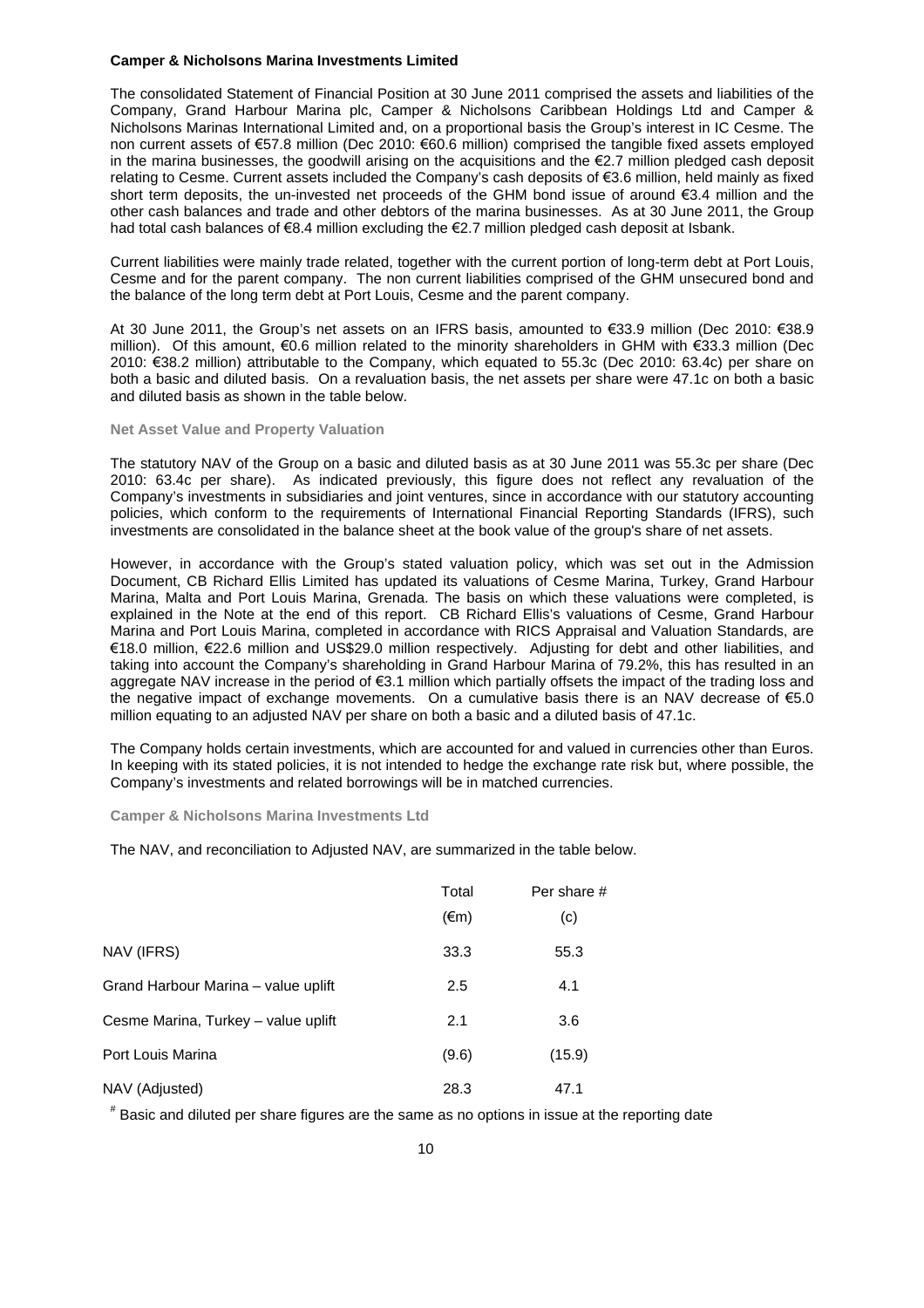**Camper & Nicholsons Marina Investments Limited**

The consolidated Statement of Financial Position at 30 June 2011 comprised the assets and liabilities of the Company, Grand Harbour Marina plc, Camper & Nicholsons Caribbean Holdings Ltd and Camper & Nicholsons Marinas International Limited and, on a proportional basis the Group's interest in IC Cesme. The non current assets of €57.8 million (Dec 2010: €60.6 million) comprised the tangible fixed assets employed in the marina businesses, the goodwill arising on the acquisitions and the €2.7 million pledged cash deposit relating to Cesme. Current assets included the Company's cash deposits of €3.6 million, held mainly as fixed short term deposits, the un-invested net proceeds of the GHM bond issue of around €3.4 million and the other cash balances and trade and other debtors of the marina businesses. As at 30 June 2011, the Group had total cash balances of €8.4 million excluding the €2.7 million pledged cash deposit at Isbank.

Current liabilities were mainly trade related, together with the current portion of long-term debt at Port Louis, Cesme and for the parent company. The non current liabilities comprised of the GHM unsecured bond and the balance of the long term debt at Port Louis, Cesme and the parent company.

At 30 June 2011, the Group's net assets on an IFRS basis, amounted to €33.9 million (Dec 2010: €38.9 million). Of this amount, €0.6 million related to the minority shareholders in GHM with €33.3 million (Dec 2010: €38.2 million) attributable to the Company, which equated to 55.3c (Dec 2010: 63.4c) per share on both a basic and diluted basis. On a revaluation basis, the net assets per share were 47.1c on both a basic and diluted basis as shown in the table below.

### Net Asset Value and Property Valuation

The statutory NAV of the Group on a basic and diluted basis as at 30 June 2011 was 55.3c per share (Dec 2010: 63.4c per share). As indicated previously, this figure does not reflect any revaluation of the Company's investments in subsidiaries and joint ventures, since in accordance with our statutory accounting policies, which conform to the requirements of International Financial Reporting Standards (IFRS), such investments are consolidated in the balance sheet at the book value of the group's share of net assets.

However, in accordance with the Group's stated valuation policy, which was set out in the Admission Document, CB Richard Ellis Limited has updated its valuations of Cesme Marina, Turkey, Grand Harbour Marina, Malta and Port Louis Marina, Grenada. The basis on which these valuations were completed, is explained in the Note at the end of this report. CB Richard Ellis's valuations of Cesme, Grand Harbour Marina and Port Louis Marina, completed in accordance with RICS Appraisal and Valuation Standards, are €18.0 million, €22.6 million and US$29.0 million respectively. Adjusting for debt and other liabilities, and taking into account the Company's shareholding in Grand Harbour Marina of 79.2%, this has resulted in an aggregate NAV increase in the period of €3.1 million which partially offsets the impact of the trading loss and the negative impact of exchange movements. On a cumulative basis there is an NAV decrease of €5.0 million equating to an adjusted NAV per share on both a basic and a diluted basis of 47.1c.

The Company holds certain investments, which are accounted for and valued in currencies other than Euros. In keeping with its stated policies, it is not intended to hedge the exchange rate risk but, where possible, the Company's investments and related borrowings will be in matched currencies.

### Camper & Nicholsons Marina Investments Ltd

The NAV, and reconciliation to Adjusted NAV, are summarized in the table below.

| | Total (€m) | Per share # (c) |
|---|---|---|
| NAV (IFRS) | 33.3 | 55.3 |
| Grand Harbour Marina – value uplift | 2.5 | 4.1 |
| Cesme Marina, Turkey – value uplift | 2.1 | 3.6 |
| Port Louis Marina | (9.6) | (15.9) |
| NAV (Adjusted) | 28.3 | 47.1 |

\# Basic and diluted per share figures are the same as no options in issue at the reporting date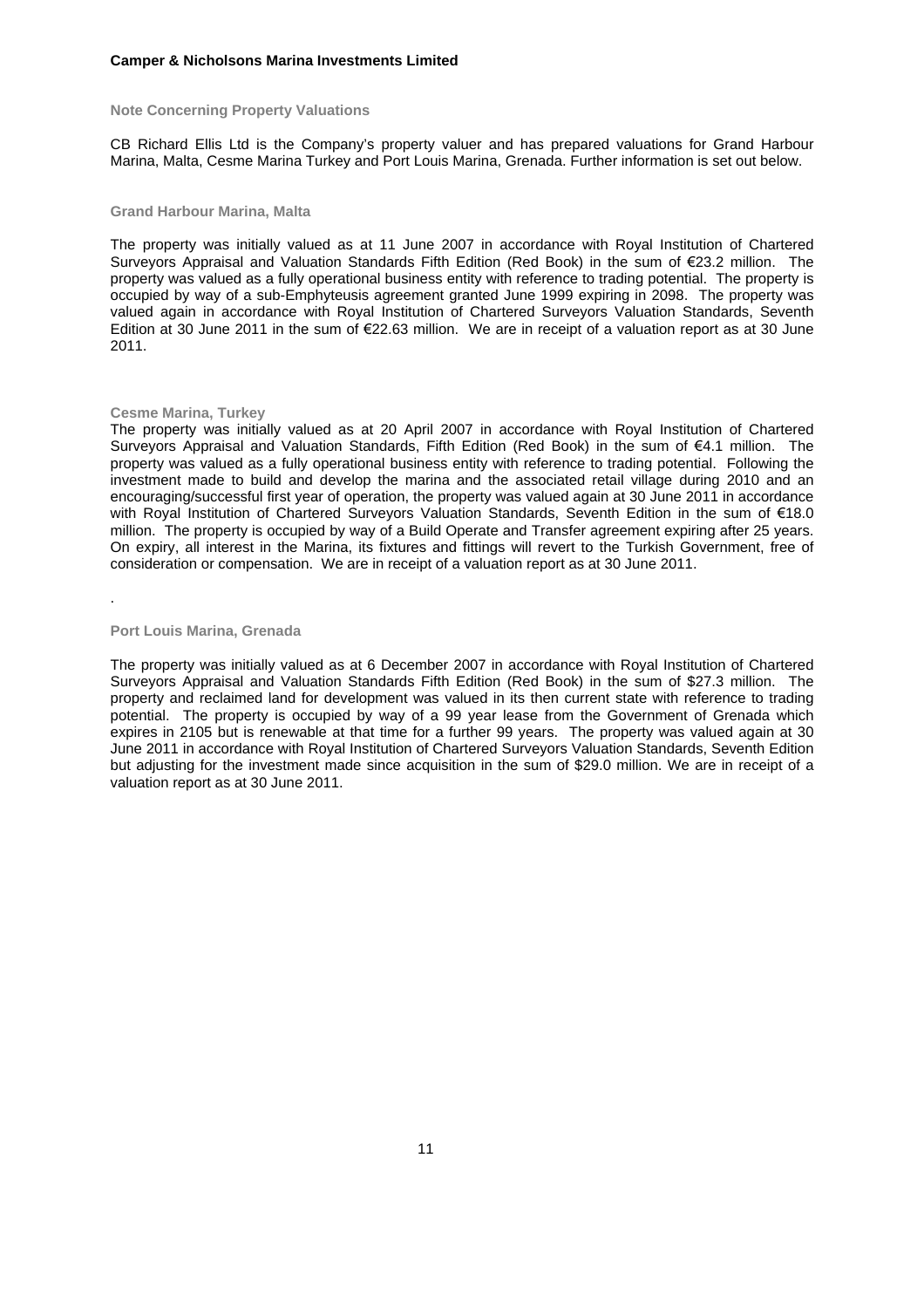## Note Concerning Property Valuations

CB Richard Ellis Ltd is the Company's property valuer and has prepared valuations for Grand Harbour Marina, Malta, Cesme Marina Turkey and Port Louis Marina, Grenada. Further information is set out below.

### Grand Harbour Marina, Malta

The property was initially valued as at 11 June 2007 in accordance with Royal Institution of Chartered Surveyors Appraisal and Valuation Standards Fifth Edition (Red Book) in the sum of €23.2 million. The property was valued as a fully operational business entity with reference to trading potential. The property is occupied by way of a sub-Emphyteusis agreement granted June 1999 expiring in 2098. The property was valued again in accordance with Royal Institution of Chartered Surveyors Valuation Standards, Seventh Edition at 30 June 2011 in the sum of €22.63 million. We are in receipt of a valuation report as at 30 June 2011.

### Cesme Marina, Turkey

The property was initially valued as at 20 April 2007 in accordance with Royal Institution of Chartered Surveyors Appraisal and Valuation Standards, Fifth Edition (Red Book) in the sum of €4.1 million. The property was valued as a fully operational business entity with reference to trading potential. Following the investment made to build and develop the marina and the associated retail village during 2010 and an encouraging/successful first year of operation, the property was valued again at 30 June 2011 in accordance with Royal Institution of Chartered Surveyors Valuation Standards, Seventh Edition in the sum of €18.0 million. The property is occupied by way of a Build Operate and Transfer agreement expiring after 25 years. On expiry, all interest in the Marina, its fixtures and fittings will revert to the Turkish Government, free of consideration or compensation. We are in receipt of a valuation report as at 30 June 2011.

.

### Port Louis Marina, Grenada

The property was initially valued as at 6 December 2007 in accordance with Royal Institution of Chartered Surveyors Appraisal and Valuation Standards Fifth Edition (Red Book) in the sum of $27.3 million. The property and reclaimed land for development was valued in its then current state with reference to trading potential. The property is occupied by way of a 99 year lease from the Government of Grenada which expires in 2105 but is renewable at that time for a further 99 years. The property was valued again at 30 June 2011 in accordance with Royal Institution of Chartered Surveyors Valuation Standards, Seventh Edition but adjusting for the investment made since acquisition in the sum of $29.0 million. We are in receipt of a valuation report as at 30 June 2011.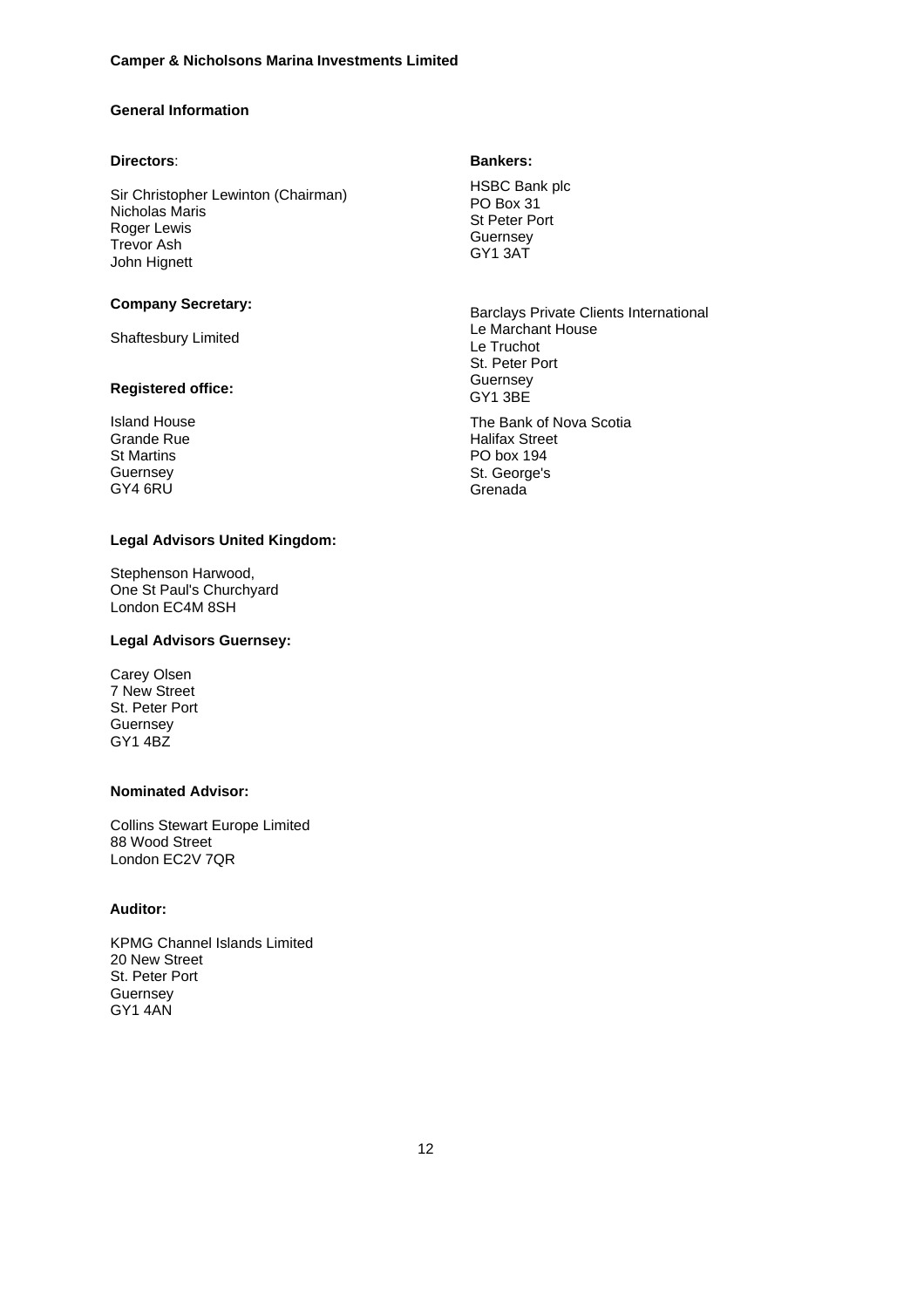# Camper & Nicholsons Marina Investments Limited

## General Information

**Directors**:

Sir Christopher Lewinton (Chairman)
Nicholas Maris
Roger Lewis
Trevor Ash
John Hignett

**Company Secretary:**

Shaftesbury Limited

**Registered office:**

Island House
Grande Rue
St Martins
Guernsey
GY4 6RU

**Legal Advisors United Kingdom:**

Stephenson Harwood,
One St Paul's Churchyard
London EC4M 8SH

**Legal Advisors Guernsey:**

Carey Olsen
7 New Street
St. Peter Port
Guernsey
GY1 4BZ

**Nominated Advisor:**

Collins Stewart Europe Limited
88 Wood Street
London EC2V 7QR

**Auditor:**

KPMG Channel Islands Limited
20 New Street
St. Peter Port
Guernsey
GY1 4AN

**Bankers:**

HSBC Bank plc
PO Box 31
St Peter Port
Guernsey
GY1 3AT

Barclays Private Clients International
Le Marchant House
Le Truchot
St. Peter Port
Guernsey
GY1 3BE

The Bank of Nova Scotia
Halifax Street
PO box 194
St. George's
Grenada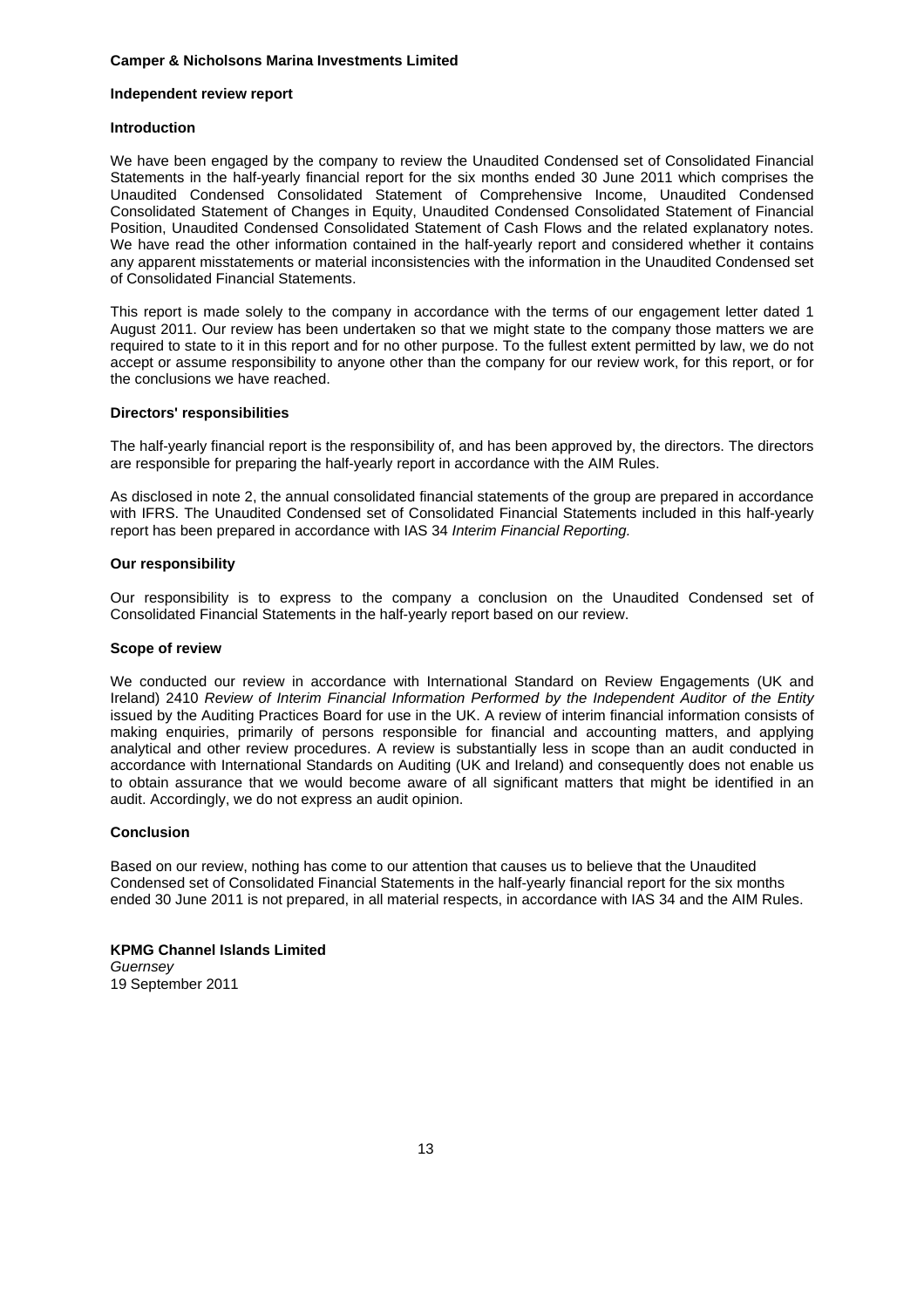**Camper & Nicholsons Marina Investments Limited**

## Independent review report

### Introduction

We have been engaged by the company to review the Unaudited Condensed set of Consolidated Financial Statements in the half-yearly financial report for the six months ended 30 June 2011 which comprises the Unaudited Condensed Consolidated Statement of Comprehensive Income, Unaudited Condensed Consolidated Statement of Changes in Equity, Unaudited Condensed Consolidated Statement of Financial Position, Unaudited Condensed Consolidated Statement of Cash Flows and the related explanatory notes. We have read the other information contained in the half-yearly report and considered whether it contains any apparent misstatements or material inconsistencies with the information in the Unaudited Condensed set of Consolidated Financial Statements.

This report is made solely to the company in accordance with the terms of our engagement letter dated 1 August 2011. Our review has been undertaken so that we might state to the company those matters we are required to state to it in this report and for no other purpose. To the fullest extent permitted by law, we do not accept or assume responsibility to anyone other than the company for our review work, for this report, or for the conclusions we have reached.

### Directors' responsibilities

The half-yearly financial report is the responsibility of, and has been approved by, the directors. The directors are responsible for preparing the half-yearly report in accordance with the AIM Rules.

As disclosed in note 2, the annual consolidated financial statements of the group are prepared in accordance with IFRS. The Unaudited Condensed set of Consolidated Financial Statements included in this half-yearly report has been prepared in accordance with IAS 34 *Interim Financial Reporting.*

### Our responsibility

Our responsibility is to express to the company a conclusion on the Unaudited Condensed set of Consolidated Financial Statements in the half-yearly report based on our review.

### Scope of review

We conducted our review in accordance with International Standard on Review Engagements (UK and Ireland) 2410 *Review of Interim Financial Information Performed by the Independent Auditor of the Entity* issued by the Auditing Practices Board for use in the UK. A review of interim financial information consists of making enquiries, primarily of persons responsible for financial and accounting matters, and applying analytical and other review procedures. A review is substantially less in scope than an audit conducted in accordance with International Standards on Auditing (UK and Ireland) and consequently does not enable us to obtain assurance that we would become aware of all significant matters that might be identified in an audit. Accordingly, we do not express an audit opinion.

### Conclusion

Based on our review, nothing has come to our attention that causes us to believe that the Unaudited Condensed set of Consolidated Financial Statements in the half-yearly financial report for the six months ended 30 June 2011 is not prepared, in all material respects, in accordance with IAS 34 and the AIM Rules.

**KPMG Channel Islands Limited**
*Guernsey*
19 September 2011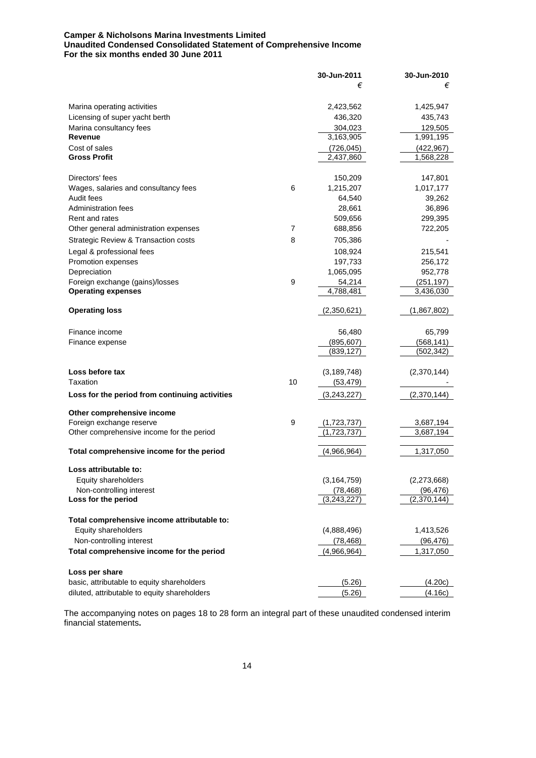**Camper & Nicholsons Marina Investments Limited**
**Unaudited Condensed Consolidated Statement of Comprehensive Income**
**For the six months ended 30 June 2011**

| | | 30-Jun-2011 | 30-Jun-2010 |
|---|---|---|---|
| | | € | € |
| Marina operating activities | | 2,423,562 | 1,425,947 |
| Licensing of super yacht berth | | 436,320 | 435,743 |
| Marina consultancy fees | | 304,023 | 129,505 |
| **Revenue** | | 3,163,905 | 1,991,195 |
| Cost of sales | | (726,045) | (422,967) |
| **Gross Profit** | | 2,437,860 | 1,568,228 |
| | | | |
| Directors' fees | | 150,209 | 147,801 |
| Wages, salaries and consultancy fees | 6 | 1,215,207 | 1,017,177 |
| Audit fees | | 64,540 | 39,262 |
| Administration fees | | 28,661 | 36,896 |
| Rent and rates | | 509,656 | 299,395 |
| Other general administration expenses | 7 | 688,856 | 722,205 |
| Strategic Review & Transaction costs | 8 | 705,386 | - |
| Legal & professional fees | | 108,924 | 215,541 |
| Promotion expenses | | 197,733 | 256,172 |
| Depreciation | | 1,065,095 | 952,778 |
| Foreign exchange (gains)/losses | 9 | 54,214 | (251,197) |
| **Operating expenses** | | 4,788,481 | 3,436,030 |
| | | | |
| **Operating loss** | | (2,350,621) | (1,867,802) |
| | | | |
| Finance income | | 56,480 | 65,799 |
| Finance expense | | (895,607) | (568,141) |
| | | (839,127) | (502,342) |
| | | | |
| **Loss before tax** | | (3,189,748) | (2,370,144) |
| Taxation | 10 | (53,479) | - |
| **Loss for the period from continuing activities** | | (3,243,227) | (2,370,144) |
| | | | |
| **Other comprehensive income** | | | |
| Foreign exchange reserve | 9 | (1,723,737) | 3,687,194 |
| Other comprehensive income for the period | | (1,723,737) | 3,687,194 |
| | | | |
| **Total comprehensive income for the period** | | (4,966,964) | 1,317,050 |
| | | | |
| **Loss attributable to:** | | | |
| Equity shareholders | | (3,164,759) | (2,273,668) |
| Non-controlling interest | | (78,468) | (96,476) |
| **Loss for the period** | | (3,243,227) | (2,370,144) |
| | | | |
| **Total comprehensive income attributable to:** | | | |
| Equity shareholders | | (4,888,496) | 1,413,526 |
| Non-controlling interest | | (78,468) | (96,476) |
| **Total comprehensive income for the period** | | (4,966,964) | 1,317,050 |
| | | | |
| **Loss per share** | | | |
| basic, attributable to equity shareholders | | (5.26) | (4.20c) |
| diluted, attributable to equity shareholders | | (5.26) | (4.16c) |

The accompanying notes on pages 18 to 28 form an integral part of these unaudited condensed interim financial statements**.**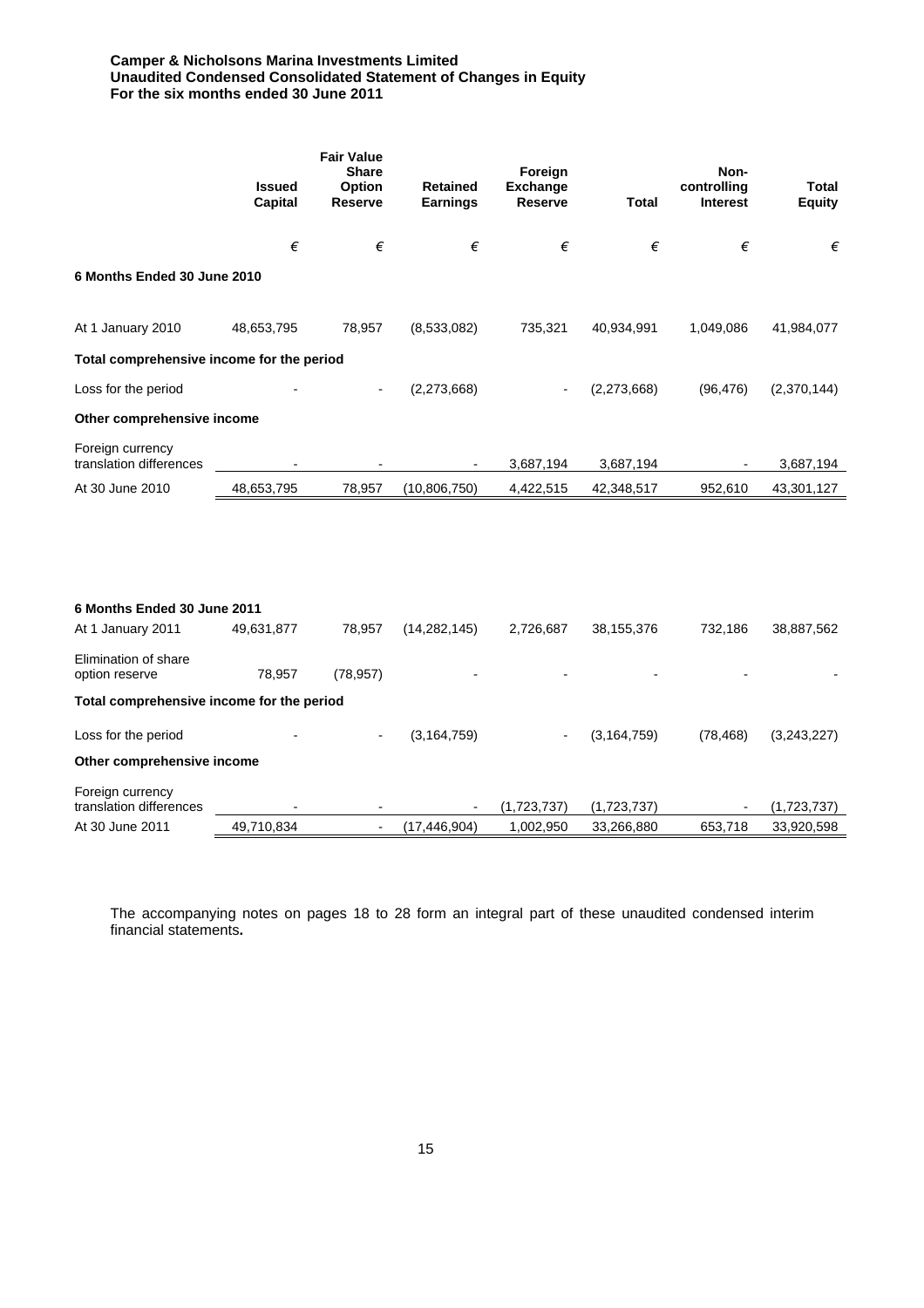**Camper & Nicholsons Marina Investments Limited**
**Unaudited Condensed Consolidated Statement of Changes in Equity**
**For the six months ended 30 June 2011**

| | Issued Capital | Fair Value Share Option Reserve | Retained Earnings | Foreign Exchange Reserve | Total | Non-controlling Interest | Total Equity |
|---|---|---|---|---|---|---|---|
| | € | € | € | € | € | € | € |
| **6 Months Ended 30 June 2010** | | | | | | | |
| At 1 January 2010 | 48,653,795 | 78,957 | (8,533,082) | 735,321 | 40,934,991 | 1,049,086 | 41,984,077 |
| **Total comprehensive income for the period** | | | | | | | |
| Loss for the period | - | - | (2,273,668) | - | (2,273,668) | (96,476) | (2,370,144) |
| **Other comprehensive income** | | | | | | | |
| Foreign currency translation differences | - | - | - | 3,687,194 | 3,687,194 | - | 3,687,194 |
| At 30 June 2010 | 48,653,795 | 78,957 | (10,806,750) | 4,422,515 | 42,348,517 | 952,610 | 43,301,127 |
| | | | | | | | |
| **6 Months Ended 30 June 2011** | | | | | | | |
| At 1 January 2011 | 49,631,877 | 78,957 | (14,282,145) | 2,726,687 | 38,155,376 | 732,186 | 38,887,562 |
| Elimination of share option reserve | 78,957 | (78,957) | - | - | - | - | - |
| **Total comprehensive income for the period** | | | | | | | |
| Loss for the period | - | - | (3,164,759) | - | (3,164,759) | (78,468) | (3,243,227) |
| **Other comprehensive income** | | | | | | | |
| Foreign currency translation differences | - | - | - | (1,723,737) | (1,723,737) | - | (1,723,737) |
| At 30 June 2011 | 49,710,834 | - | (17,446,904) | 1,002,950 | 33,266,880 | 653,718 | 33,920,598 |

The accompanying notes on pages 18 to 28 form an integral part of these unaudited condensed interim financial statements**.**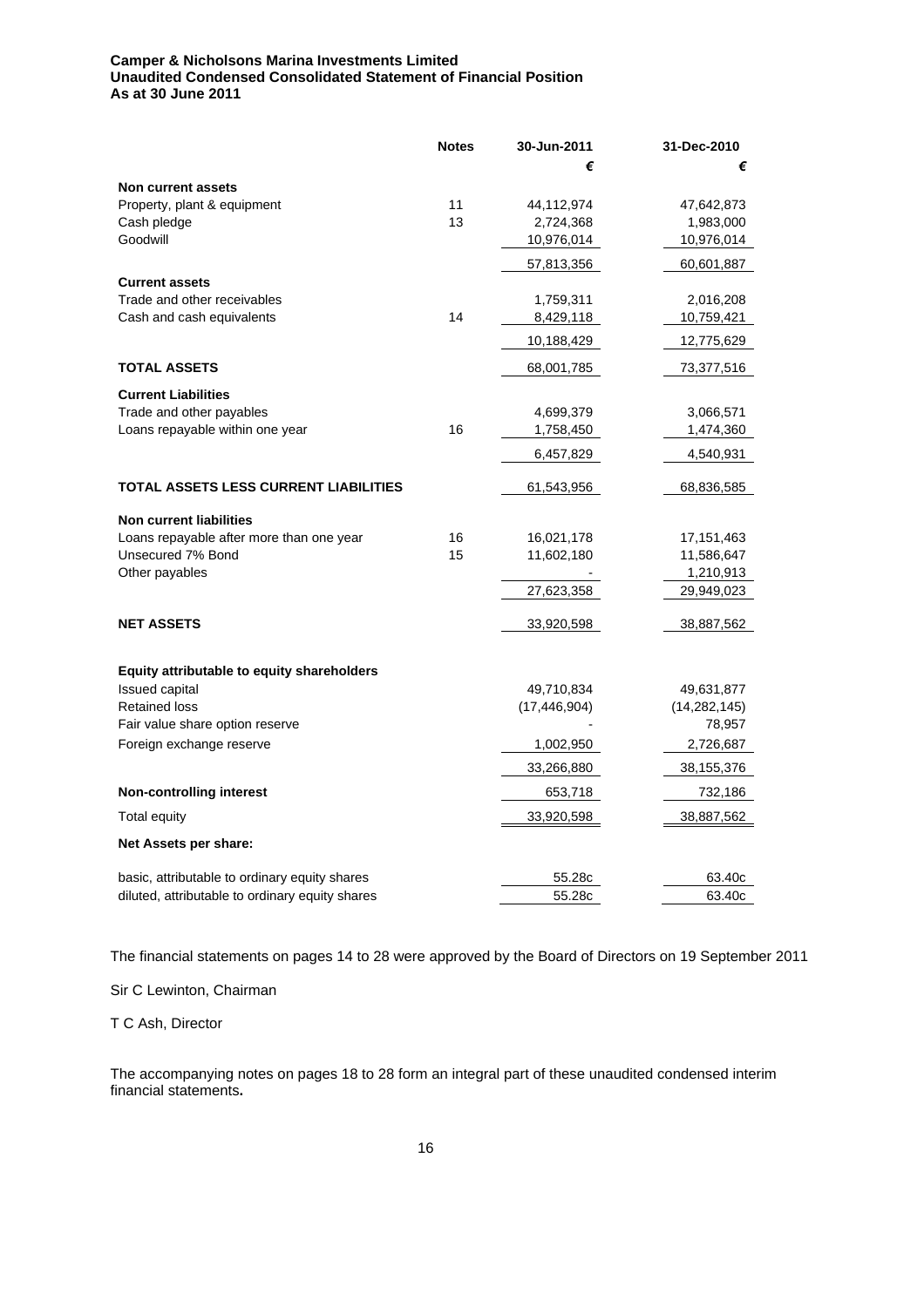**Camper & Nicholsons Marina Investments Limited**
**Unaudited Condensed Consolidated Statement of Financial Position**
**As at 30 June 2011**

| | Notes | 30-Jun-2011 | 31-Dec-2010 |
|---|---|---|---|
| | | € | € |
| **Non current assets** | | | |
| Property, plant & equipment | 11 | 44,112,974 | 47,642,873 |
| Cash pledge | 13 | 2,724,368 | 1,983,000 |
| Goodwill | | 10,976,014 | 10,976,014 |
| | | 57,813,356 | 60,601,887 |
| **Current assets** | | | |
| Trade and other receivables | | 1,759,311 | 2,016,208 |
| Cash and cash equivalents | 14 | 8,429,118 | 10,759,421 |
| | | 10,188,429 | 12,775,629 |
| **TOTAL ASSETS** | | 68,001,785 | 73,377,516 |
| **Current Liabilities** | | | |
| Trade and other payables | | 4,699,379 | 3,066,571 |
| Loans repayable within one year | 16 | 1,758,450 | 1,474,360 |
| | | 6,457,829 | 4,540,931 |
| **TOTAL ASSETS LESS CURRENT LIABILITIES** | | 61,543,956 | 68,836,585 |
| **Non current liabilities** | | | |
| Loans repayable after more than one year | 16 | 16,021,178 | 17,151,463 |
| Unsecured 7% Bond | 15 | 11,602,180 | 11,586,647 |
| Other payables | | - | 1,210,913 |
| | | 27,623,358 | 29,949,023 |
| **NET ASSETS** | | 33,920,598 | 38,887,562 |
| **Equity attributable to equity shareholders** | | | |
| Issued capital | | 49,710,834 | 49,631,877 |
| Retained loss | | (17,446,904) | (14,282,145) |
| Fair value share option reserve | | - | 78,957 |
| Foreign exchange reserve | | 1,002,950 | 2,726,687 |
| | | 33,266,880 | 38,155,376 |
| **Non-controlling interest** | | 653,718 | 732,186 |
| Total equity | | 33,920,598 | 38,887,562 |
| **Net Assets per share:** | | | |
| basic, attributable to ordinary equity shares | | 55.28c | 63.40c |
| diluted, attributable to ordinary equity shares | | 55.28c | 63.40c |

The financial statements on pages 14 to 28 were approved by the Board of Directors on 19 September 2011

Sir C Lewinton, Chairman

T C Ash, Director

The accompanying notes on pages 18 to 28 form an integral part of these unaudited condensed interim financial statements.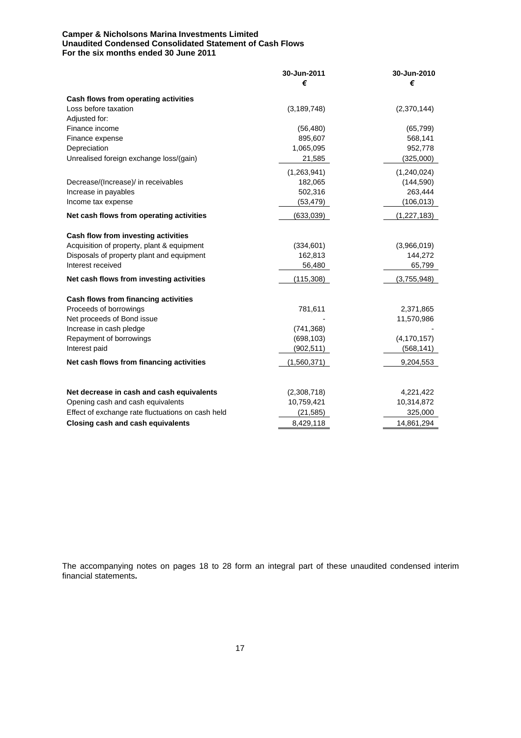**Camper & Nicholsons Marina Investments Limited**
**Unaudited Condensed Consolidated Statement of Cash Flows**
**For the six months ended 30 June 2011**

| | 30-Jun-2011 € | 30-Jun-2010 € |
|---|---|---|
| **Cash flows from operating activities** | | |
| Loss before taxation | (3,189,748) | (2,370,144) |
| Adjusted for: | | |
| Finance income | (56,480) | (65,799) |
| Finance expense | 895,607 | 568,141 |
| Depreciation | 1,065,095 | 952,778 |
| Unrealised foreign exchange loss/(gain) | 21,585 | (325,000) |
| | (1,263,941) | (1,240,024) |
| Decrease/(Increase)/ in receivables | 182,065 | (144,590) |
| Increase in payables | 502,316 | 263,444 |
| Income tax expense | (53,479) | (106,013) |
| **Net cash flows from operating activities** | (633,039) | (1,227,183) |
| **Cash flow from investing activities** | | |
| Acquisition of property, plant & equipment | (334,601) | (3,966,019) |
| Disposals of property plant and equipment | 162,813 | 144,272 |
| Interest received | 56,480 | 65,799 |
| **Net cash flows from investing activities** | (115,308) | (3,755,948) |
| **Cash flows from financing activities** | | |
| Proceeds of borrowings | 781,611 | 2,371,865 |
| Net proceeds of Bond issue | - | 11,570,986 |
| Increase in cash pledge | (741,368) | - |
| Repayment of borrowings | (698,103) | (4,170,157) |
| Interest paid | (902,511) | (568,141) |
| **Net cash flows from financing activities** | (1,560,371) | 9,204,553 |
| **Net decrease in cash and cash equivalents** | (2,308,718) | 4,221,422 |
| Opening cash and cash equivalents | 10,759,421 | 10,314,872 |
| Effect of exchange rate fluctuations on cash held | (21,585) | 325,000 |
| **Closing cash and cash equivalents** | 8,429,118 | 14,861,294 |

The accompanying notes on pages 18 to 28 form an integral part of these unaudited condensed interim financial statements**.**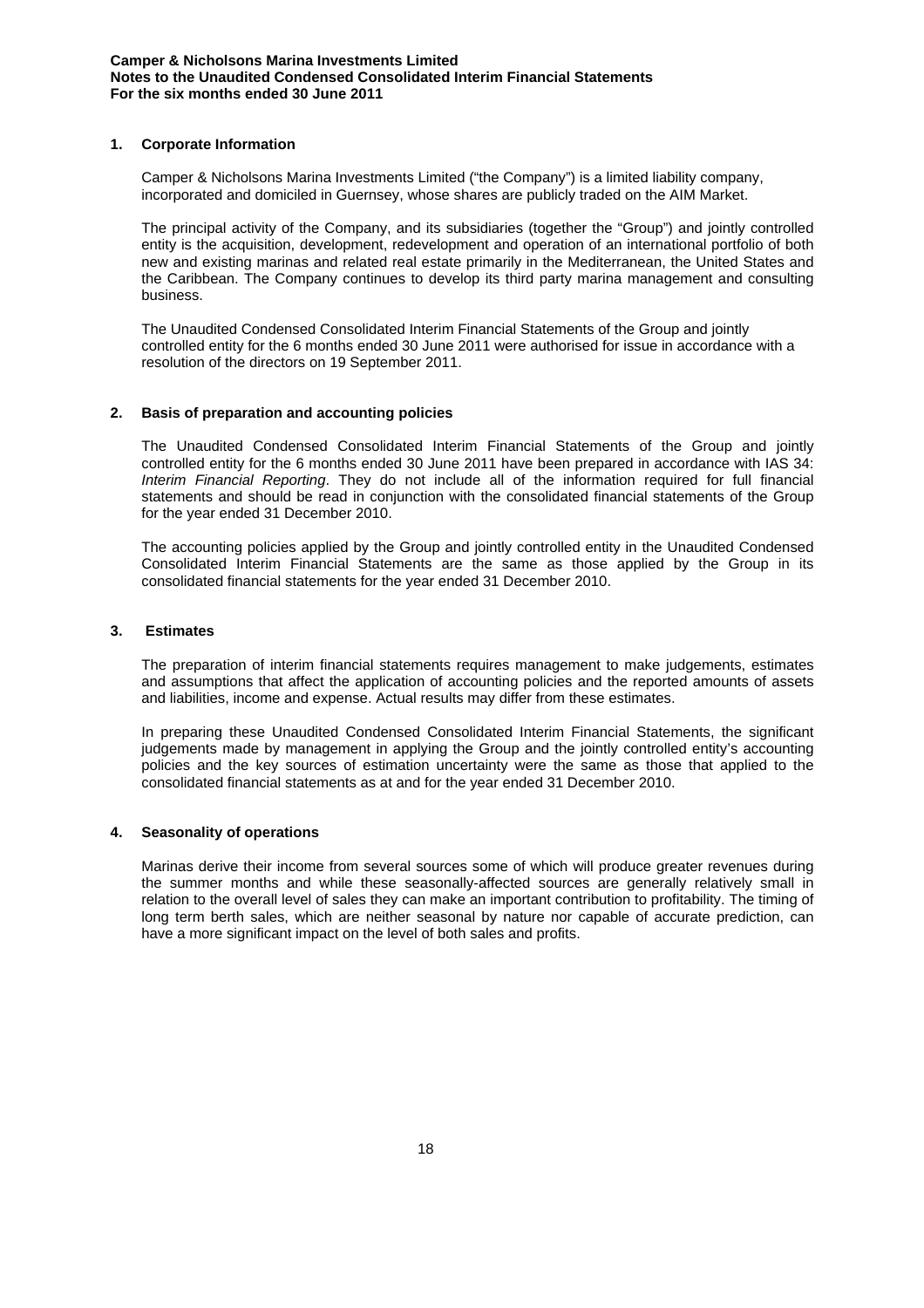## 1. Corporate Information

Camper & Nicholsons Marina Investments Limited ("the Company") is a limited liability company, incorporated and domiciled in Guernsey, whose shares are publicly traded on the AIM Market.

The principal activity of the Company, and its subsidiaries (together the "Group") and jointly controlled entity is the acquisition, development, redevelopment and operation of an international portfolio of both new and existing marinas and related real estate primarily in the Mediterranean, the United States and the Caribbean. The Company continues to develop its third party marina management and consulting business.

The Unaudited Condensed Consolidated Interim Financial Statements of the Group and jointly controlled entity for the 6 months ended 30 June 2011 were authorised for issue in accordance with a resolution of the directors on 19 September 2011.

## 2. Basis of preparation and accounting policies

The Unaudited Condensed Consolidated Interim Financial Statements of the Group and jointly controlled entity for the 6 months ended 30 June 2011 have been prepared in accordance with IAS 34: *Interim Financial Reporting*. They do not include all of the information required for full financial statements and should be read in conjunction with the consolidated financial statements of the Group for the year ended 31 December 2010.

The accounting policies applied by the Group and jointly controlled entity in the Unaudited Condensed Consolidated Interim Financial Statements are the same as those applied by the Group in its consolidated financial statements for the year ended 31 December 2010.

## 3. Estimates

The preparation of interim financial statements requires management to make judgements, estimates and assumptions that affect the application of accounting policies and the reported amounts of assets and liabilities, income and expense. Actual results may differ from these estimates.

In preparing these Unaudited Condensed Consolidated Interim Financial Statements, the significant judgements made by management in applying the Group and the jointly controlled entity's accounting policies and the key sources of estimation uncertainty were the same as those that applied to the consolidated financial statements as at and for the year ended 31 December 2010.

## 4. Seasonality of operations

Marinas derive their income from several sources some of which will produce greater revenues during the summer months and while these seasonally-affected sources are generally relatively small in relation to the overall level of sales they can make an important contribution to profitability. The timing of long term berth sales, which are neither seasonal by nature nor capable of accurate prediction, can have a more significant impact on the level of both sales and profits.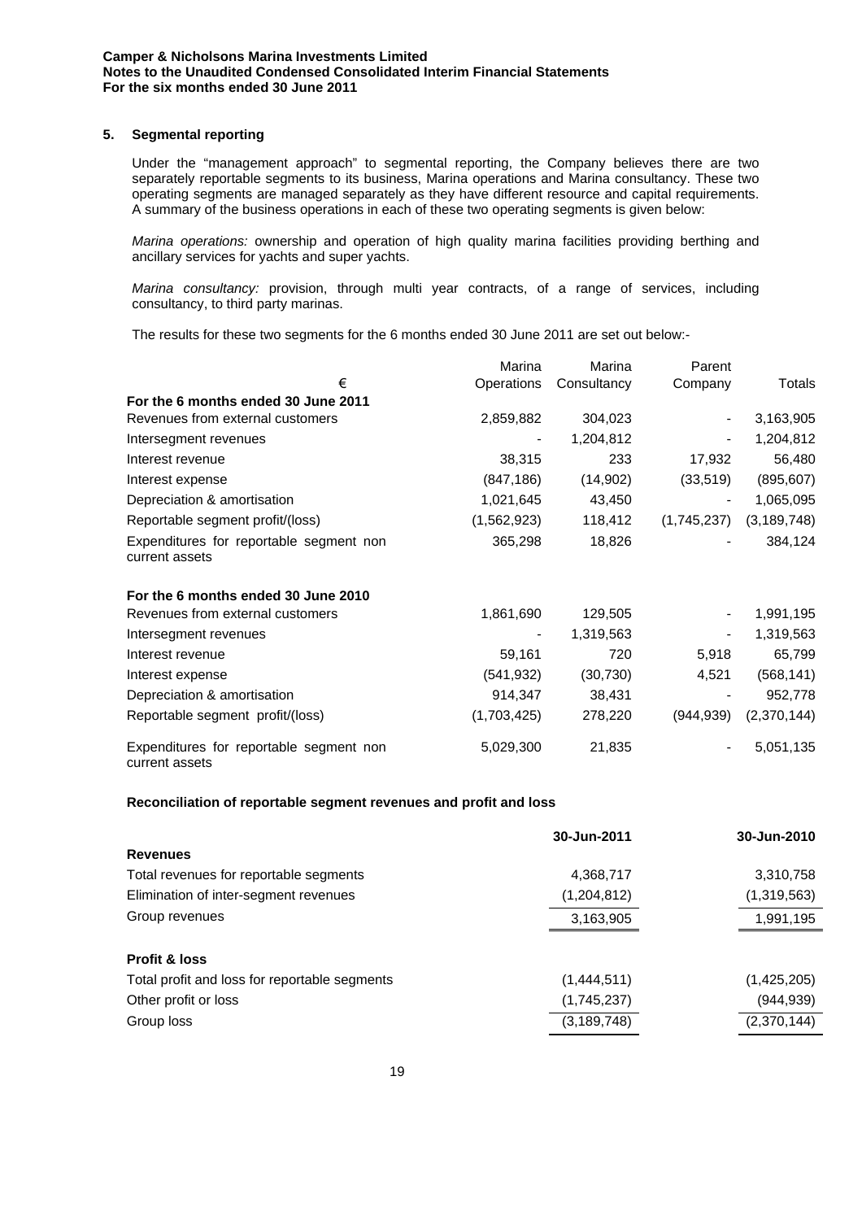## 5. Segmental reporting

Under the "management approach" to segmental reporting, the Company believes there are two separately reportable segments to its business, Marina operations and Marina consultancy. These two operating segments are managed separately as they have different resource and capital requirements. A summary of the business operations in each of these two operating segments is given below:

*Marina operations:* ownership and operation of high quality marina facilities providing berthing and ancillary services for yachts and super yachts.

*Marina consultancy:* provision, through multi year contracts, of a range of services, including consultancy, to third party marinas.

The results for these two segments for the 6 months ended 30 June 2011 are set out below:-

| € | Marina Operations | Marina Consultancy | Parent Company | Totals |
|---|---|---|---|---|
| **For the 6 months ended 30 June 2011** | | | | |
| Revenues from external customers | 2,859,882 | 304,023 | - | 3,163,905 |
| Intersegment revenues | - | 1,204,812 | - | 1,204,812 |
| Interest revenue | 38,315 | 233 | 17,932 | 56,480 |
| Interest expense | (847,186) | (14,902) | (33,519) | (895,607) |
| Depreciation & amortisation | 1,021,645 | 43,450 | - | 1,065,095 |
| Reportable segment profit/(loss) | (1,562,923) | 118,412 | (1,745,237) | (3,189,748) |
| Expenditures for reportable segment non current assets | 365,298 | 18,826 | - | 384,124 |
| **For the 6 months ended 30 June 2010** | | | | |
| Revenues from external customers | 1,861,690 | 129,505 | - | 1,991,195 |
| Intersegment revenues | - | 1,319,563 | - | 1,319,563 |
| Interest revenue | 59,161 | 720 | 5,918 | 65,799 |
| Interest expense | (541,932) | (30,730) | 4,521 | (568,141) |
| Depreciation & amortisation | 914,347 | 38,431 | - | 952,778 |
| Reportable segment profit/(loss) | (1,703,425) | 278,220 | (944,939) | (2,370,144) |
| Expenditures for reportable segment non current assets | 5,029,300 | 21,835 | - | 5,051,135 |

**Reconciliation of reportable segment revenues and profit and loss**

| | 30-Jun-2011 | 30-Jun-2010 |
|---|---|---|
| **Revenues** | | |
| Total revenues for reportable segments | 4,368,717 | 3,310,758 |
| Elimination of inter-segment revenues | (1,204,812) | (1,319,563) |
| Group revenues | 3,163,905 | 1,991,195 |
| **Profit & loss** | | |
| Total profit and loss for reportable segments | (1,444,511) | (1,425,205) |
| Other profit or loss | (1,745,237) | (944,939) |
| Group loss | (3,189,748) | (2,370,144) |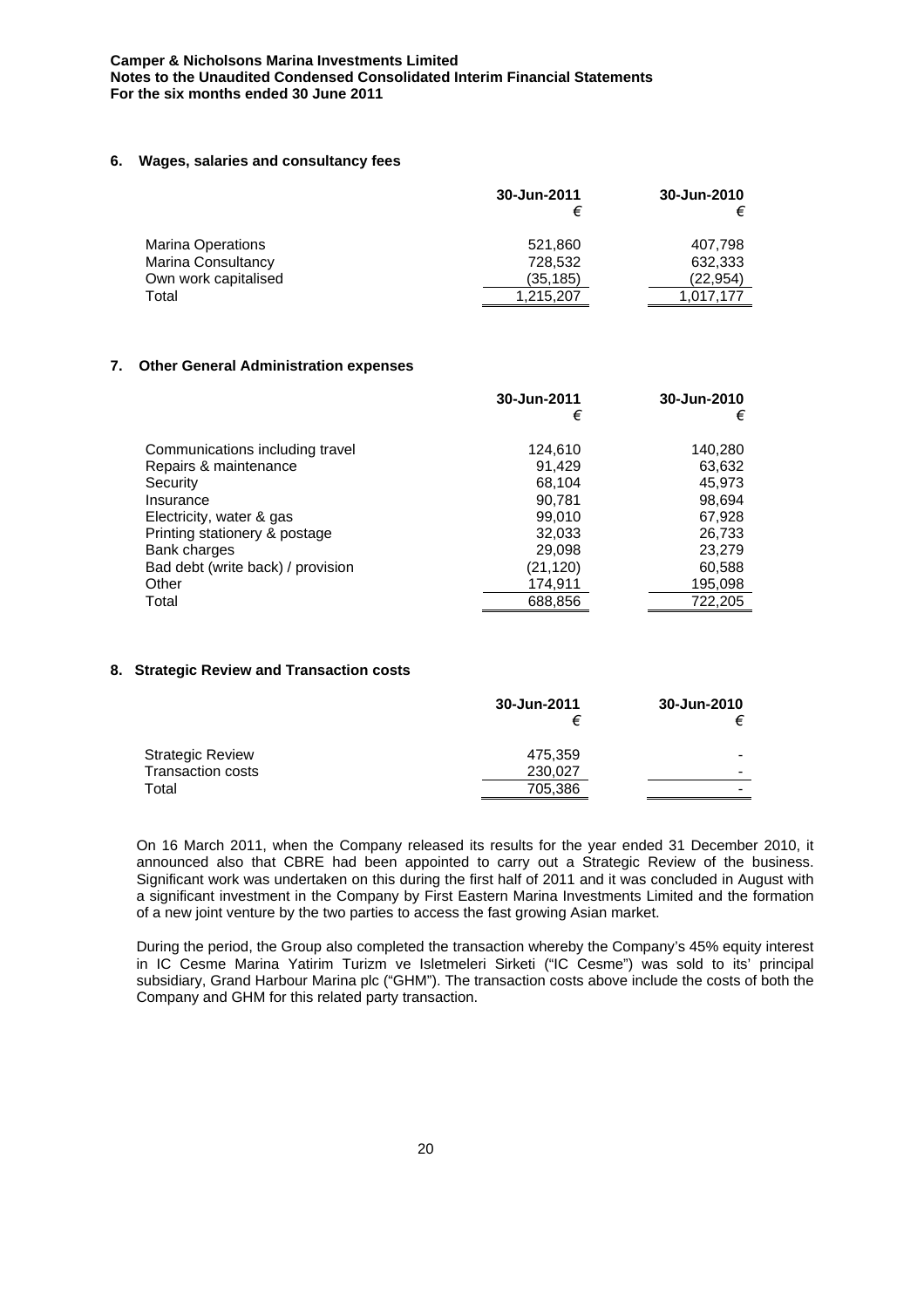## 6. Wages, salaries and consultancy fees

| | 30-Jun-2011 € | 30-Jun-2010 € |
|---|---|---|
| Marina Operations | 521,860 | 407,798 |
| Marina Consultancy | 728,532 | 632,333 |
| Own work capitalised | (35,185) | (22,954) |
| Total | 1,215,207 | 1,017,177 |

## 7. Other General Administration expenses

| | 30-Jun-2011 € | 30-Jun-2010 € |
|---|---|---|
| Communications including travel | 124,610 | 140,280 |
| Repairs & maintenance | 91,429 | 63,632 |
| Security | 68,104 | 45,973 |
| Insurance | 90,781 | 98,694 |
| Electricity, water & gas | 99,010 | 67,928 |
| Printing stationery & postage | 32,033 | 26,733 |
| Bank charges | 29,098 | 23,279 |
| Bad debt (write back) / provision | (21,120) | 60,588 |
| Other | 174,911 | 195,098 |
| Total | 688,856 | 722,205 |

## 8. Strategic Review and Transaction costs

| | 30-Jun-2011 € | 30-Jun-2010 € |
|---|---|---|
| Strategic Review | 475,359 | - |
| Transaction costs | 230,027 | - |
| Total | 705,386 | - |

On 16 March 2011, when the Company released its results for the year ended 31 December 2010, it announced also that CBRE had been appointed to carry out a Strategic Review of the business. Significant work was undertaken on this during the first half of 2011 and it was concluded in August with a significant investment in the Company by First Eastern Marina Investments Limited and the formation of a new joint venture by the two parties to access the fast growing Asian market.

During the period, the Group also completed the transaction whereby the Company's 45% equity interest in IC Cesme Marina Yatirim Turizm ve Isletmeleri Sirketi ("IC Cesme") was sold to its' principal subsidiary, Grand Harbour Marina plc ("GHM"). The transaction costs above include the costs of both the Company and GHM for this related party transaction.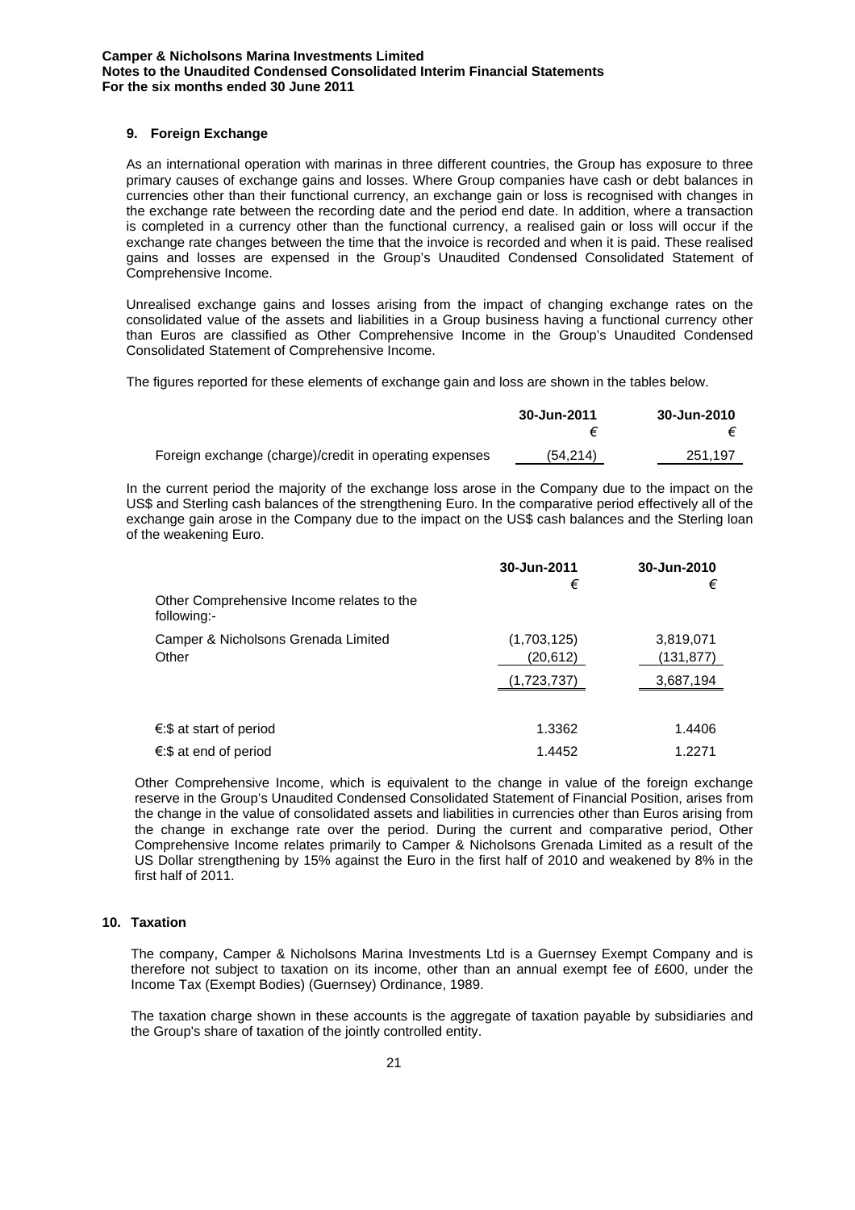## 9. Foreign Exchange

As an international operation with marinas in three different countries, the Group has exposure to three primary causes of exchange gains and losses. Where Group companies have cash or debt balances in currencies other than their functional currency, an exchange gain or loss is recognised with changes in the exchange rate between the recording date and the period end date. In addition, where a transaction is completed in a currency other than the functional currency, a realised gain or loss will occur if the exchange rate changes between the time that the invoice is recorded and when it is paid. These realised gains and losses are expensed in the Group's Unaudited Condensed Consolidated Statement of Comprehensive Income.

Unrealised exchange gains and losses arising from the impact of changing exchange rates on the consolidated value of the assets and liabilities in a Group business having a functional currency other than Euros are classified as Other Comprehensive Income in the Group's Unaudited Condensed Consolidated Statement of Comprehensive Income.

The figures reported for these elements of exchange gain and loss are shown in the tables below.

| | 30-Jun-2011 | 30-Jun-2010 |
|---|---|---|
| | € | € |
| Foreign exchange (charge)/credit in operating expenses | (54,214) | 251,197 |

In the current period the majority of the exchange loss arose in the Company due to the impact on the US$ and Sterling cash balances of the strengthening Euro. In the comparative period effectively all of the exchange gain arose in the Company due to the impact on the US$ cash balances and the Sterling loan of the weakening Euro.

| | 30-Jun-2011 | 30-Jun-2010 |
|---|---|---|
| | € | € |
| Other Comprehensive Income relates to the following:- | | |
| Camper & Nicholsons Grenada Limited | (1,703,125) | 3,819,071 |
| Other | (20,612) | (131,877) |
| | (1,723,737) | 3,687,194 |
| €:$ at start of period | 1.3362 | 1.4406 |
| €:$ at end of period | 1.4452 | 1.2271 |

Other Comprehensive Income, which is equivalent to the change in value of the foreign exchange reserve in the Group's Unaudited Condensed Consolidated Statement of Financial Position, arises from the change in the value of consolidated assets and liabilities in currencies other than Euros arising from the change in exchange rate over the period. During the current and comparative period, Other Comprehensive Income relates primarily to Camper & Nicholsons Grenada Limited as a result of the US Dollar strengthening by 15% against the Euro in the first half of 2010 and weakened by 8% in the first half of 2011.

## 10. Taxation

The company, Camper & Nicholsons Marina Investments Ltd is a Guernsey Exempt Company and is therefore not subject to taxation on its income, other than an annual exempt fee of £600, under the Income Tax (Exempt Bodies) (Guernsey) Ordinance, 1989.

The taxation charge shown in these accounts is the aggregate of taxation payable by subsidiaries and the Group's share of taxation of the jointly controlled entity.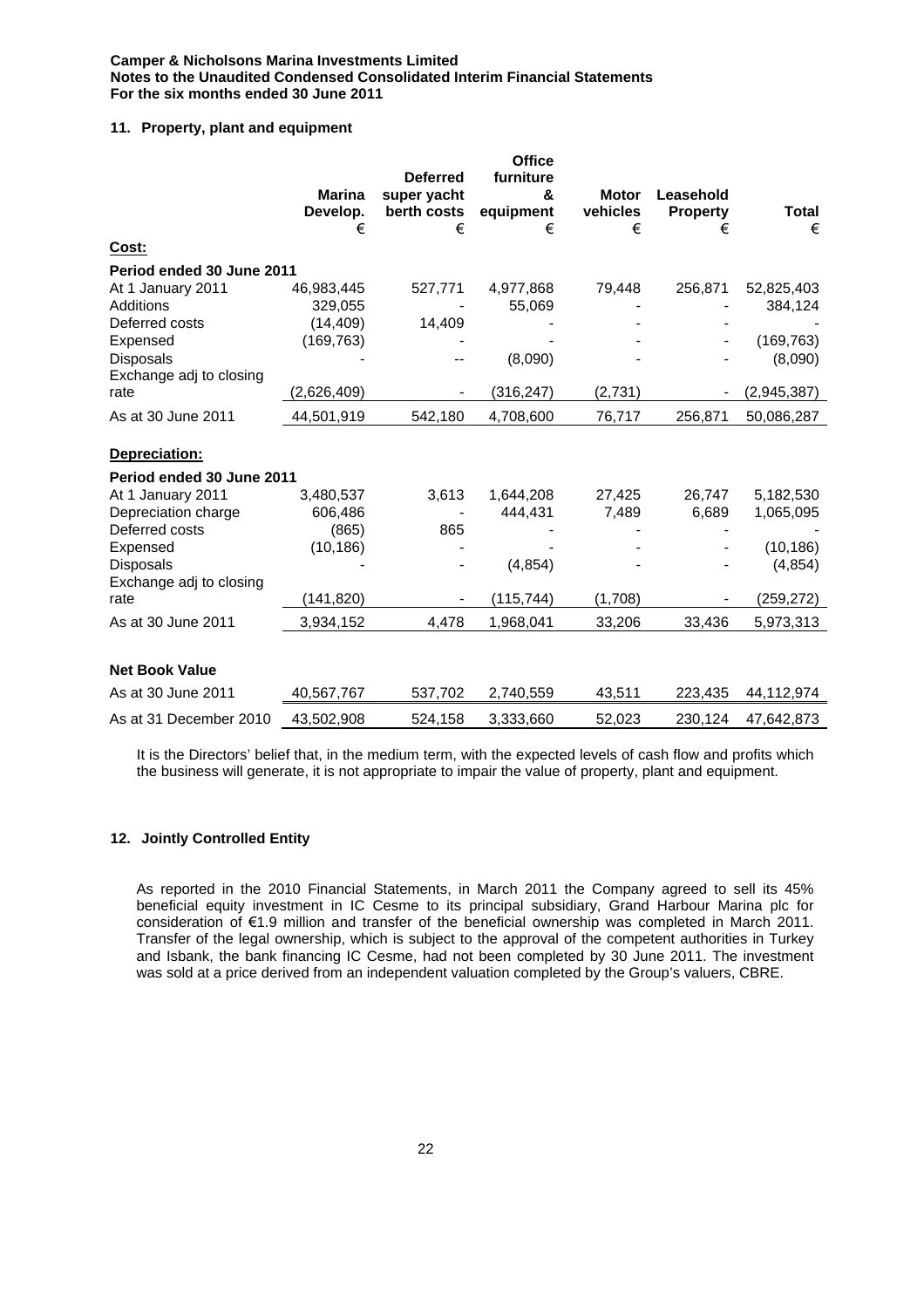## 11. Property, plant and equipment

| | Marina Develop. € | Deferred super yacht berth costs € | Office furniture & equipment € | Motor vehicles € | Leasehold Property € | Total € |
|---|---|---|---|---|---|---|
| **Cost:** | | | | | | |
| **Period ended 30 June 2011** | | | | | | |
| At 1 January 2011 | 46,983,445 | 527,771 | 4,977,868 | 79,448 | 256,871 | 52,825,403 |
| Additions | 329,055 | - | 55,069 | - | - | 384,124 |
| Deferred costs | (14,409) | 14,409 | - | - | - | - |
| Expensed | (169,763) | - | - | - | - | (169,763) |
| Disposals | - | -- | (8,090) | - | - | (8,090) |
| Exchange adj to closing rate | (2,626,409) | - | (316,247) | (2,731) | - | (2,945,387) |
| As at 30 June 2011 | 44,501,919 | 542,180 | 4,708,600 | 76,717 | 256,871 | 50,086,287 |
| **Depreciation:** | | | | | | |
| **Period ended 30 June 2011** | | | | | | |
| At 1 January 2011 | 3,480,537 | 3,613 | 1,644,208 | 27,425 | 26,747 | 5,182,530 |
| Depreciation charge | 606,486 | - | 444,431 | 7,489 | 6,689 | 1,065,095 |
| Deferred costs | (865) | 865 | - | - | - | - |
| Expensed | (10,186) | - | - | - | - | (10,186) |
| Disposals | - | - | (4,854) | - | - | (4,854) |
| Exchange adj to closing rate | (141,820) | - | (115,744) | (1,708) | - | (259,272) |
| As at 30 June 2011 | 3,934,152 | 4,478 | 1,968,041 | 33,206 | 33,436 | 5,973,313 |
| **Net Book Value** | | | | | | |
| As at 30 June 2011 | 40,567,767 | 537,702 | 2,740,559 | 43,511 | 223,435 | 44,112,974 |
| As at 31 December 2010 | 43,502,908 | 524,158 | 3,333,660 | 52,023 | 230,124 | 47,642,873 |

It is the Directors' belief that, in the medium term, with the expected levels of cash flow and profits which the business will generate, it is not appropriate to impair the value of property, plant and equipment.

## 12. Jointly Controlled Entity

As reported in the 2010 Financial Statements, in March 2011 the Company agreed to sell its 45% beneficial equity investment in IC Cesme to its principal subsidiary, Grand Harbour Marina plc for consideration of €1.9 million and transfer of the beneficial ownership was completed in March 2011. Transfer of the legal ownership, which is subject to the approval of the competent authorities in Turkey and Isbank, the bank financing IC Cesme, had not been completed by 30 June 2011. The investment was sold at a price derived from an independent valuation completed by the Group's valuers, CBRE.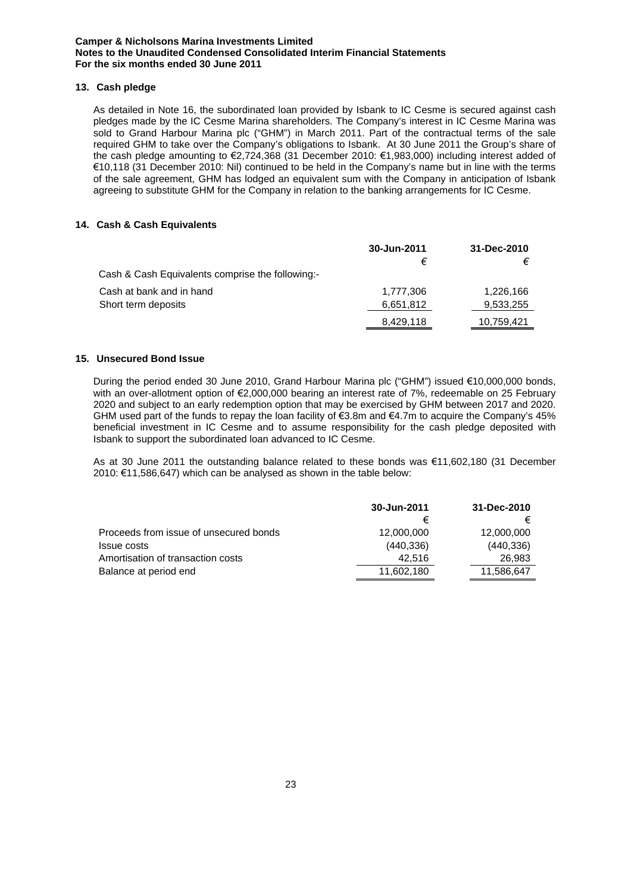## 13. Cash pledge

As detailed in Note 16, the subordinated loan provided by Isbank to IC Cesme is secured against cash pledges made by the IC Cesme Marina shareholders. The Company's interest in IC Cesme Marina was sold to Grand Harbour Marina plc ("GHM") in March 2011. Part of the contractual terms of the sale required GHM to take over the Company's obligations to Isbank. At 30 June 2011 the Group's share of the cash pledge amounting to €2,724,368 (31 December 2010: €1,983,000) including interest added of €10,118 (31 December 2010: Nil) continued to be held in the Company's name but in line with the terms of the sale agreement, GHM has lodged an equivalent sum with the Company in anticipation of Isbank agreeing to substitute GHM for the Company in relation to the banking arrangements for IC Cesme.

## 14. Cash & Cash Equivalents

| | 30-Jun-2011 | 31-Dec-2010 |
|---|---|---|
| | € | € |
| Cash & Cash Equivalents comprise the following:- | | |
| Cash at bank and in hand | 1,777,306 | 1,226,166 |
| Short term deposits | 6,651,812 | 9,533,255 |
| | 8,429,118 | 10,759,421 |

## 15. Unsecured Bond Issue

During the period ended 30 June 2010, Grand Harbour Marina plc ("GHM") issued €10,000,000 bonds, with an over-allotment option of €2,000,000 bearing an interest rate of 7%, redeemable on 25 February 2020 and subject to an early redemption option that may be exercised by GHM between 2017 and 2020. GHM used part of the funds to repay the loan facility of €3.8m and €4.7m to acquire the Company's 45% beneficial investment in IC Cesme and to assume responsibility for the cash pledge deposited with Isbank to support the subordinated loan advanced to IC Cesme.

As at 30 June 2011 the outstanding balance related to these bonds was €11,602,180 (31 December 2010: €11,586,647) which can be analysed as shown in the table below:

| | 30-Jun-2011 | 31-Dec-2010 |
|---|---|---|
| | € | € |
| Proceeds from issue of unsecured bonds | 12,000,000 | 12,000,000 |
| Issue costs | (440,336) | (440,336) |
| Amortisation of transaction costs | 42,516 | 26,983 |
| Balance at period end | 11,602,180 | 11,586,647 |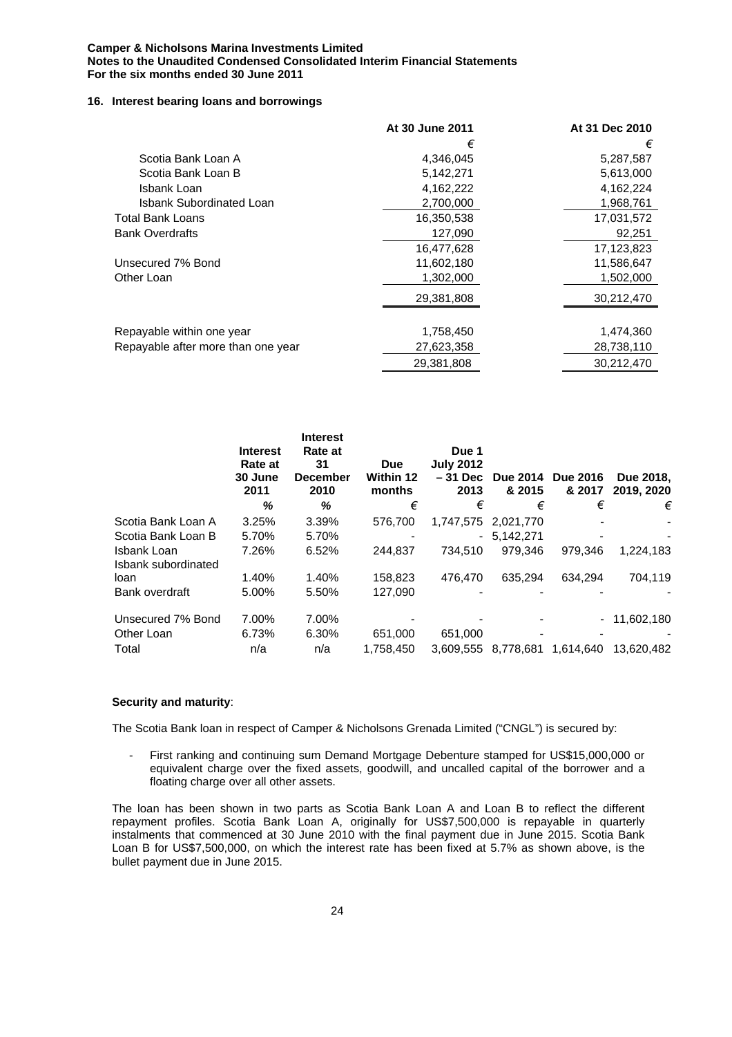## 16. Interest bearing loans and borrowings

| | At 30 June 2011 | At 31 Dec 2010 |
|---|---|---|
| | € | € |
| Scotia Bank Loan A | 4,346,045 | 5,287,587 |
| Scotia Bank Loan B | 5,142,271 | 5,613,000 |
| Isbank Loan | 4,162,222 | 4,162,224 |
| Isbank Subordinated Loan | 2,700,000 | 1,968,761 |
| Total Bank Loans | 16,350,538 | 17,031,572 |
| Bank Overdrafts | 127,090 | 92,251 |
| | 16,477,628 | 17,123,823 |
| Unsecured 7% Bond | 11,602,180 | 11,586,647 |
| Other Loan | 1,302,000 | 1,502,000 |
| | 29,381,808 | 30,212,470 |
| Repayable within one year | 1,758,450 | 1,474,360 |
| Repayable after more than one year | 27,623,358 | 28,738,110 |
| | 29,381,808 | 30,212,470 |

| | Interest Rate at 30 June 2011 | Interest Rate at 31 December 2010 | Due Within 12 months | Due 1 July 2012 – 31 Dec 2013 | Due 2014 & 2015 | Due 2016 & 2017 | Due 2018, 2019, 2020 |
|---|---|---|---|---|---|---|---|
| | % | % | € | € | € | € | € |
| Scotia Bank Loan A | 3.25% | 3.39% | 576,700 | 1,747,575 | 2,021,770 | - | - |
| Scotia Bank Loan B | 5.70% | 5.70% | - | - | 5,142,271 | - | - |
| Isbank Loan | 7.26% | 6.52% | 244,837 | 734,510 | 979,346 | 979,346 | 1,224,183 |
| Isbank subordinated loan | 1.40% | 1.40% | 158,823 | 476,470 | 635,294 | 634,294 | 704,119 |
| Bank overdraft | 5.00% | 5.50% | 127,090 | - | - | - | - |
| Unsecured 7% Bond | 7.00% | 7.00% | - | - | - | - | 11,602,180 |
| Other Loan | 6.73% | 6.30% | 651,000 | 651,000 | - | - | - |
| Total | n/a | n/a | 1,758,450 | 3,609,555 | 8,778,681 | 1,614,640 | 13,620,482 |

**Security and maturity**:

The Scotia Bank loan in respect of Camper & Nicholsons Grenada Limited ("CNGL") is secured by:

- First ranking and continuing sum Demand Mortgage Debenture stamped for US$15,000,000 or equivalent charge over the fixed assets, goodwill, and uncalled capital of the borrower and a floating charge over all other assets.

The loan has been shown in two parts as Scotia Bank Loan A and Loan B to reflect the different repayment profiles. Scotia Bank Loan A, originally for US$7,500,000 is repayable in quarterly instalments that commenced at 30 June 2010 with the final payment due in June 2015. Scotia Bank Loan B for US$7,500,000, on which the interest rate has been fixed at 5.7% as shown above, is the bullet payment due in June 2015.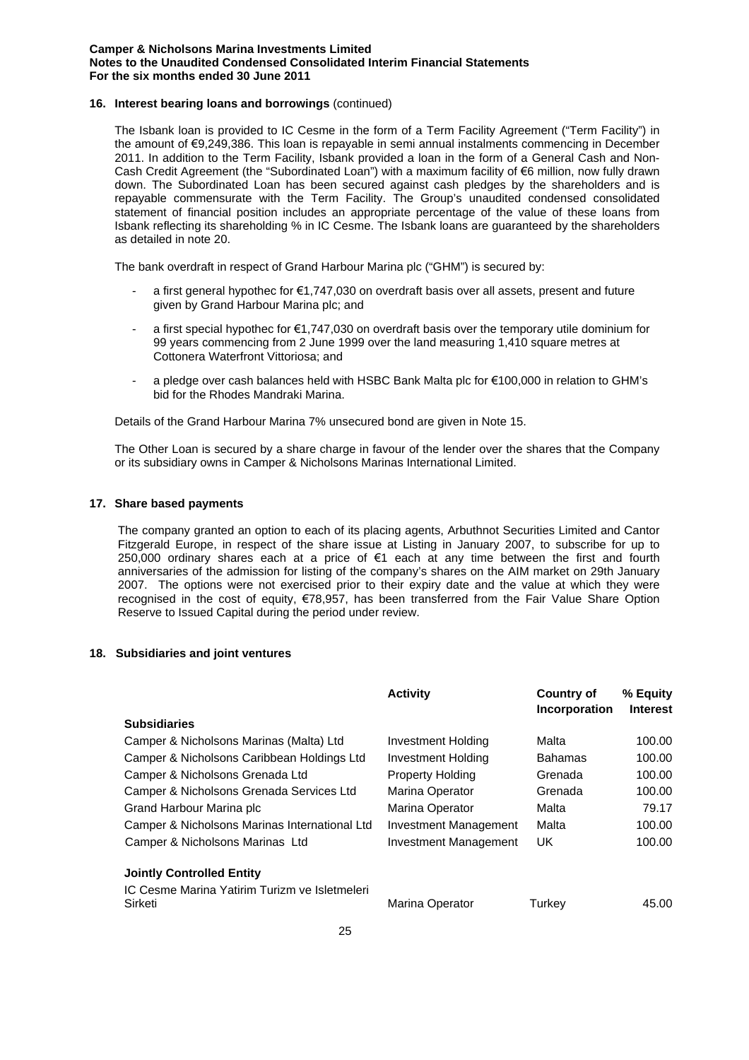**16. Interest bearing loans and borrowings** (continued)

The Isbank loan is provided to IC Cesme in the form of a Term Facility Agreement ("Term Facility") in the amount of €9,249,386. This loan is repayable in semi annual instalments commencing in December 2011. In addition to the Term Facility, Isbank provided a loan in the form of a General Cash and Non-Cash Credit Agreement (the "Subordinated Loan") with a maximum facility of €6 million, now fully drawn down. The Subordinated Loan has been secured against cash pledges by the shareholders and is repayable commensurate with the Term Facility. The Group's unaudited condensed consolidated statement of financial position includes an appropriate percentage of the value of these loans from Isbank reflecting its shareholding % in IC Cesme. The Isbank loans are guaranteed by the shareholders as detailed in note 20.

The bank overdraft in respect of Grand Harbour Marina plc ("GHM") is secured by:

- a first general hypothec for €1,747,030 on overdraft basis over all assets, present and future given by Grand Harbour Marina plc; and
- a first special hypothec for €1,747,030 on overdraft basis over the temporary utile dominium for 99 years commencing from 2 June 1999 over the land measuring 1,410 square metres at Cottonera Waterfront Vittoriosa; and
- a pledge over cash balances held with HSBC Bank Malta plc for €100,000 in relation to GHM's bid for the Rhodes Mandraki Marina.

Details of the Grand Harbour Marina 7% unsecured bond are given in Note 15.

The Other Loan is secured by a share charge in favour of the lender over the shares that the Company or its subsidiary owns in Camper & Nicholsons Marinas International Limited.

**17. Share based payments**

The company granted an option to each of its placing agents, Arbuthnot Securities Limited and Cantor Fitzgerald Europe, in respect of the share issue at Listing in January 2007, to subscribe for up to 250,000 ordinary shares each at a price of €1 each at any time between the first and fourth anniversaries of the admission for listing of the company's shares on the AIM market on 29th January 2007. The options were not exercised prior to their expiry date and the value at which they were recognised in the cost of equity, €78,957, has been transferred from the Fair Value Share Option Reserve to Issued Capital during the period under review.

**18. Subsidiaries and joint ventures**

| | Activity | Country of Incorporation | % Equity Interest |
|---|---|---|---|
| **Subsidiaries** | | | |
| Camper & Nicholsons Marinas (Malta) Ltd | Investment Holding | Malta | 100.00 |
| Camper & Nicholsons Caribbean Holdings Ltd | Investment Holding | Bahamas | 100.00 |
| Camper & Nicholsons Grenada Ltd | Property Holding | Grenada | 100.00 |
| Camper & Nicholsons Grenada Services Ltd | Marina Operator | Grenada | 100.00 |
| Grand Harbour Marina plc | Marina Operator | Malta | 79.17 |
| Camper & Nicholsons Marinas International Ltd | Investment Management | Malta | 100.00 |
| Camper & Nicholsons Marinas Ltd | Investment Management | UK | 100.00 |
| **Jointly Controlled Entity** | | | |
| IC Cesme Marina Yatirim Turizm ve Isletmeleri Sirketi | Marina Operator | Turkey | 45.00 |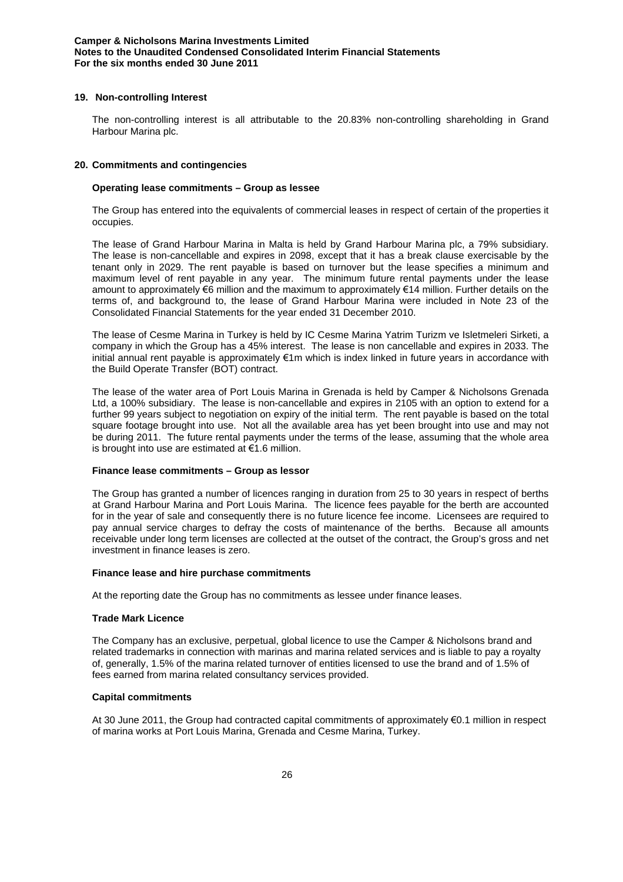## 19. Non-controlling Interest

The non-controlling interest is all attributable to the 20.83% non-controlling shareholding in Grand Harbour Marina plc.

## 20. Commitments and contingencies

### Operating lease commitments – Group as lessee

The Group has entered into the equivalents of commercial leases in respect of certain of the properties it occupies.

The lease of Grand Harbour Marina in Malta is held by Grand Harbour Marina plc, a 79% subsidiary. The lease is non-cancellable and expires in 2098, except that it has a break clause exercisable by the tenant only in 2029. The rent payable is based on turnover but the lease specifies a minimum and maximum level of rent payable in any year. The minimum future rental payments under the lease amount to approximately €6 million and the maximum to approximately €14 million. Further details on the terms of, and background to, the lease of Grand Harbour Marina were included in Note 23 of the Consolidated Financial Statements for the year ended 31 December 2010.

The lease of Cesme Marina in Turkey is held by IC Cesme Marina Yatrim Turizm ve Isletmeleri Sirketi, a company in which the Group has a 45% interest. The lease is non cancellable and expires in 2033. The initial annual rent payable is approximately €1m which is index linked in future years in accordance with the Build Operate Transfer (BOT) contract.

The lease of the water area of Port Louis Marina in Grenada is held by Camper & Nicholsons Grenada Ltd, a 100% subsidiary. The lease is non-cancellable and expires in 2105 with an option to extend for a further 99 years subject to negotiation on expiry of the initial term. The rent payable is based on the total square footage brought into use. Not all the available area has yet been brought into use and may not be during 2011. The future rental payments under the terms of the lease, assuming that the whole area is brought into use are estimated at €1.6 million.

### Finance lease commitments – Group as lessor

The Group has granted a number of licences ranging in duration from 25 to 30 years in respect of berths at Grand Harbour Marina and Port Louis Marina. The licence fees payable for the berth are accounted for in the year of sale and consequently there is no future licence fee income. Licensees are required to pay annual service charges to defray the costs of maintenance of the berths. Because all amounts receivable under long term licenses are collected at the outset of the contract, the Group's gross and net investment in finance leases is zero.

### Finance lease and hire purchase commitments

At the reporting date the Group has no commitments as lessee under finance leases.

### Trade Mark Licence

The Company has an exclusive, perpetual, global licence to use the Camper & Nicholsons brand and related trademarks in connection with marinas and marina related services and is liable to pay a royalty of, generally, 1.5% of the marina related turnover of entities licensed to use the brand and of 1.5% of fees earned from marina related consultancy services provided.

### Capital commitments

At 30 June 2011, the Group had contracted capital commitments of approximately €0.1 million in respect of marina works at Port Louis Marina, Grenada and Cesme Marina, Turkey.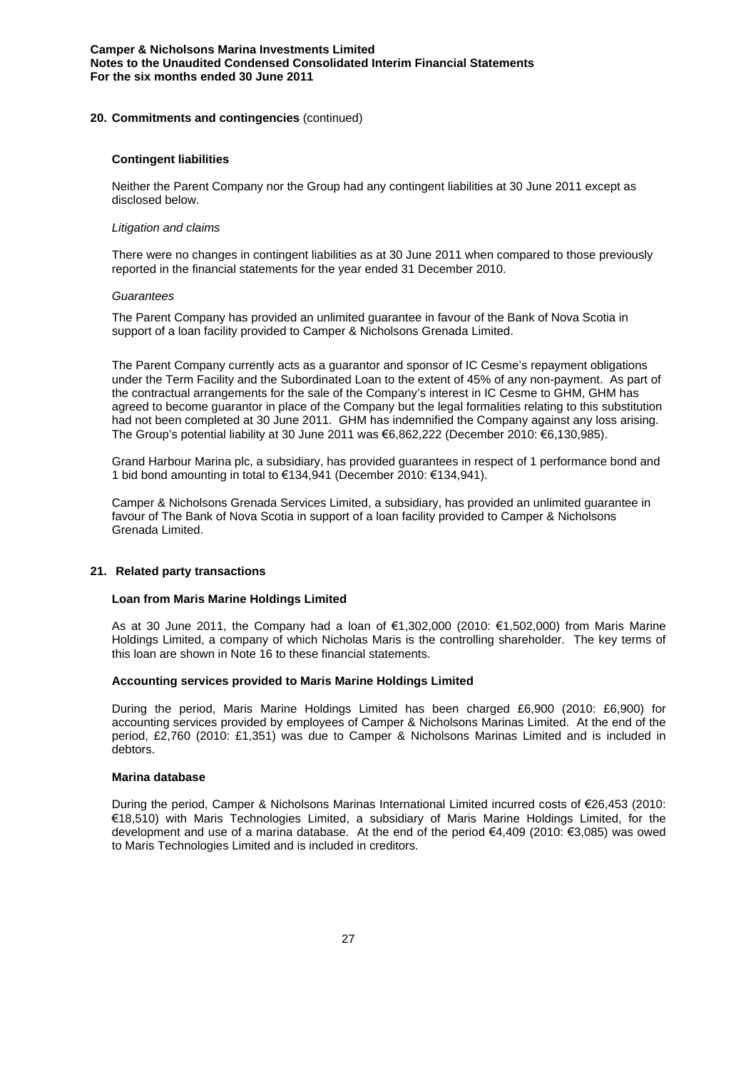## 20. Commitments and contingencies (continued)

### Contingent liabilities

Neither the Parent Company nor the Group had any contingent liabilities at 30 June 2011 except as disclosed below.

*Litigation and claims*

There were no changes in contingent liabilities as at 30 June 2011 when compared to those previously reported in the financial statements for the year ended 31 December 2010.

*Guarantees*

The Parent Company has provided an unlimited guarantee in favour of the Bank of Nova Scotia in support of a loan facility provided to Camper & Nicholsons Grenada Limited.

The Parent Company currently acts as a guarantor and sponsor of IC Cesme's repayment obligations under the Term Facility and the Subordinated Loan to the extent of 45% of any non-payment. As part of the contractual arrangements for the sale of the Company's interest in IC Cesme to GHM, GHM has agreed to become guarantor in place of the Company but the legal formalities relating to this substitution had not been completed at 30 June 2011. GHM has indemnified the Company against any loss arising. The Group's potential liability at 30 June 2011 was €6,862,222 (December 2010: €6,130,985).

Grand Harbour Marina plc, a subsidiary, has provided guarantees in respect of 1 performance bond and 1 bid bond amounting in total to €134,941 (December 2010: €134,941).

Camper & Nicholsons Grenada Services Limited, a subsidiary, has provided an unlimited guarantee in favour of The Bank of Nova Scotia in support of a loan facility provided to Camper & Nicholsons Grenada Limited.

## 21. Related party transactions

### Loan from Maris Marine Holdings Limited

As at 30 June 2011, the Company had a loan of €1,302,000 (2010: €1,502,000) from Maris Marine Holdings Limited, a company of which Nicholas Maris is the controlling shareholder. The key terms of this loan are shown in Note 16 to these financial statements.

### Accounting services provided to Maris Marine Holdings Limited

During the period, Maris Marine Holdings Limited has been charged £6,900 (2010: £6,900) for accounting services provided by employees of Camper & Nicholsons Marinas Limited. At the end of the period, £2,760 (2010: £1,351) was due to Camper & Nicholsons Marinas Limited and is included in debtors.

### Marina database

During the period, Camper & Nicholsons Marinas International Limited incurred costs of €26,453 (2010: €18,510) with Maris Technologies Limited, a subsidiary of Maris Marine Holdings Limited, for the development and use of a marina database. At the end of the period €4,409 (2010: €3,085) was owed to Maris Technologies Limited and is included in creditors.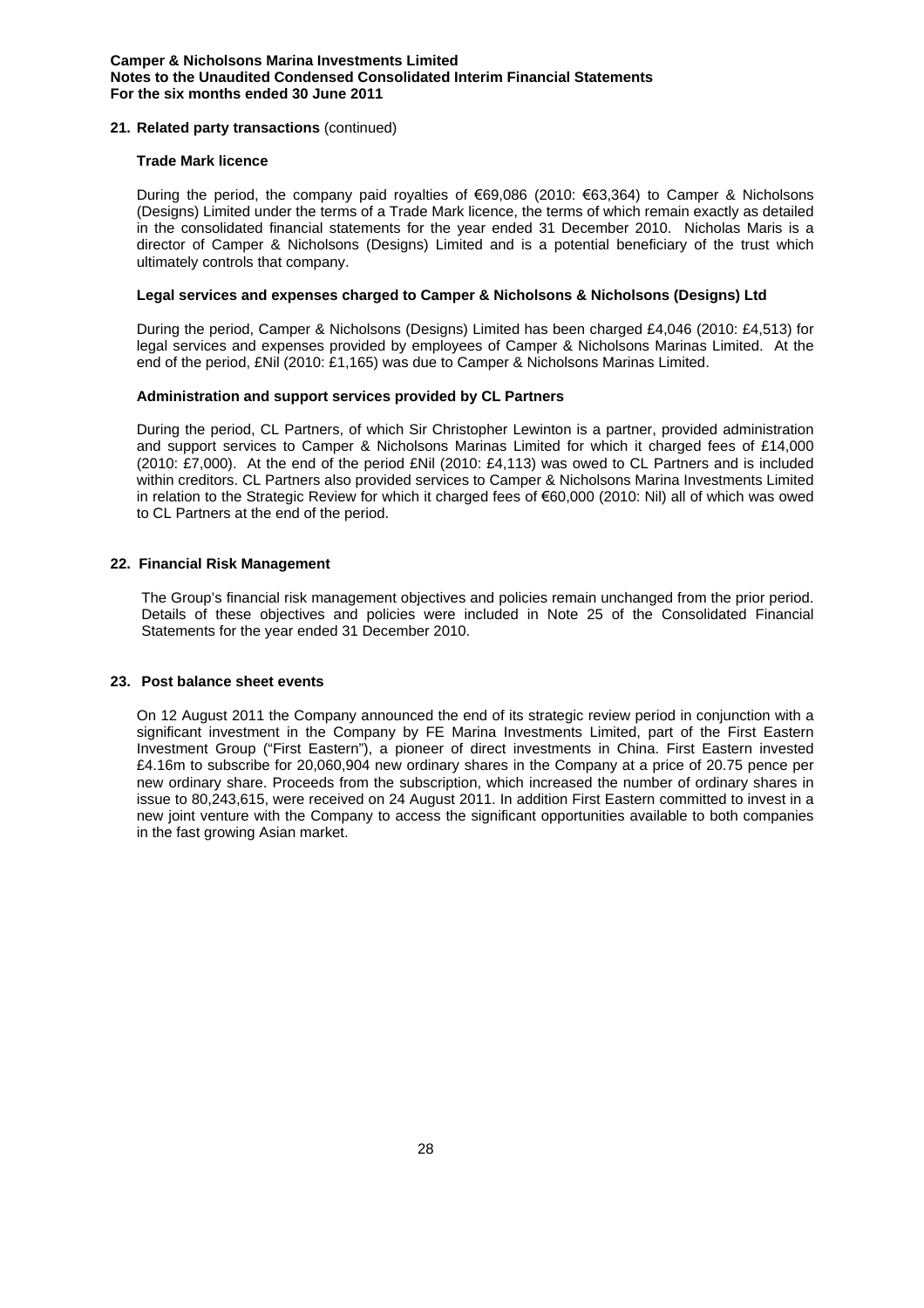**21. Related party transactions** (continued)

**Trade Mark licence**

During the period, the company paid royalties of €69,086 (2010: €63,364) to Camper & Nicholsons (Designs) Limited under the terms of a Trade Mark licence, the terms of which remain exactly as detailed in the consolidated financial statements for the year ended 31 December 2010. Nicholas Maris is a director of Camper & Nicholsons (Designs) Limited and is a potential beneficiary of the trust which ultimately controls that company.

**Legal services and expenses charged to Camper & Nicholsons & Nicholsons (Designs) Ltd**

During the period, Camper & Nicholsons (Designs) Limited has been charged £4,046 (2010: £4,513) for legal services and expenses provided by employees of Camper & Nicholsons Marinas Limited. At the end of the period, £Nil (2010: £1,165) was due to Camper & Nicholsons Marinas Limited.

**Administration and support services provided by CL Partners**

During the period, CL Partners, of which Sir Christopher Lewinton is a partner, provided administration and support services to Camper & Nicholsons Marinas Limited for which it charged fees of £14,000 (2010: £7,000). At the end of the period £Nil (2010: £4,113) was owed to CL Partners and is included within creditors. CL Partners also provided services to Camper & Nicholsons Marina Investments Limited in relation to the Strategic Review for which it charged fees of €60,000 (2010: Nil) all of which was owed to CL Partners at the end of the period.

**22. Financial Risk Management**

The Group's financial risk management objectives and policies remain unchanged from the prior period. Details of these objectives and policies were included in Note 25 of the Consolidated Financial Statements for the year ended 31 December 2010.

**23. Post balance sheet events**

On 12 August 2011 the Company announced the end of its strategic review period in conjunction with a significant investment in the Company by FE Marina Investments Limited, part of the First Eastern Investment Group ("First Eastern"), a pioneer of direct investments in China. First Eastern invested £4.16m to subscribe for 20,060,904 new ordinary shares in the Company at a price of 20.75 pence per new ordinary share. Proceeds from the subscription, which increased the number of ordinary shares in issue to 80,243,615, were received on 24 August 2011. In addition First Eastern committed to invest in a new joint venture with the Company to access the significant opportunities available to both companies in the fast growing Asian market.